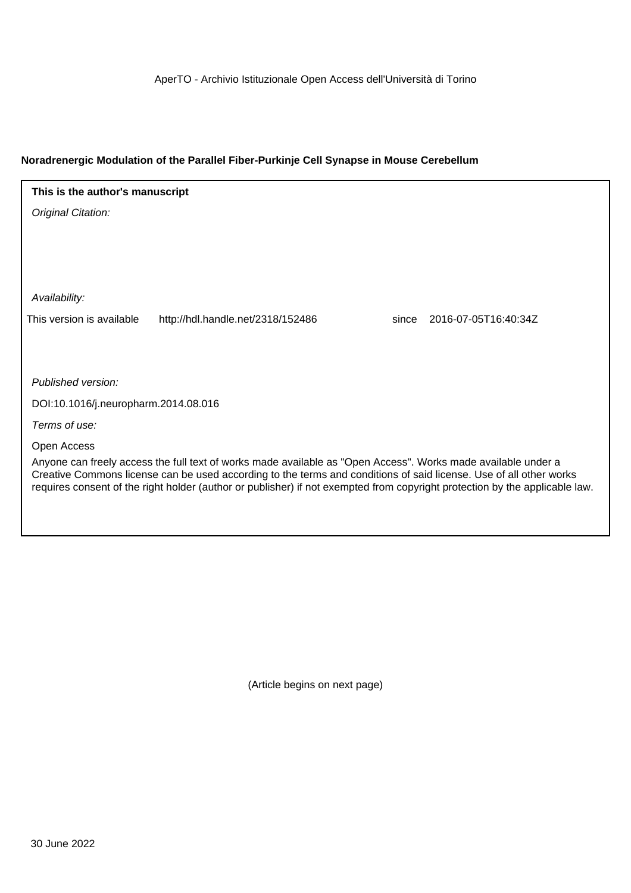AperTO - Archivio Istituzionale Open Access dell'Università di Torino

**Noradrenergic Modulation of the Parallel Fiber-Purkinje Cell Synapse in Mouse Cerebellum**

**This is the author's manuscript**

*Original Citation:*

*Availability:*

This version is available http://hdl.handle.net/2318/152486 since 2016-07-05T16:40:34Z

*Published version:*

DOI:10.1016/j.neuropharm.2014.08.016

*Terms of use:*

Open Access

Anyone can freely access the full text of works made available as "Open Access". Works made available under a Creative Commons license can be used according to the terms and conditions of said license. Use of all other works requires consent of the right holder (author or publisher) if not exempted from copyright protection by the applicable law.

(Article begins on next page)

30 June 2022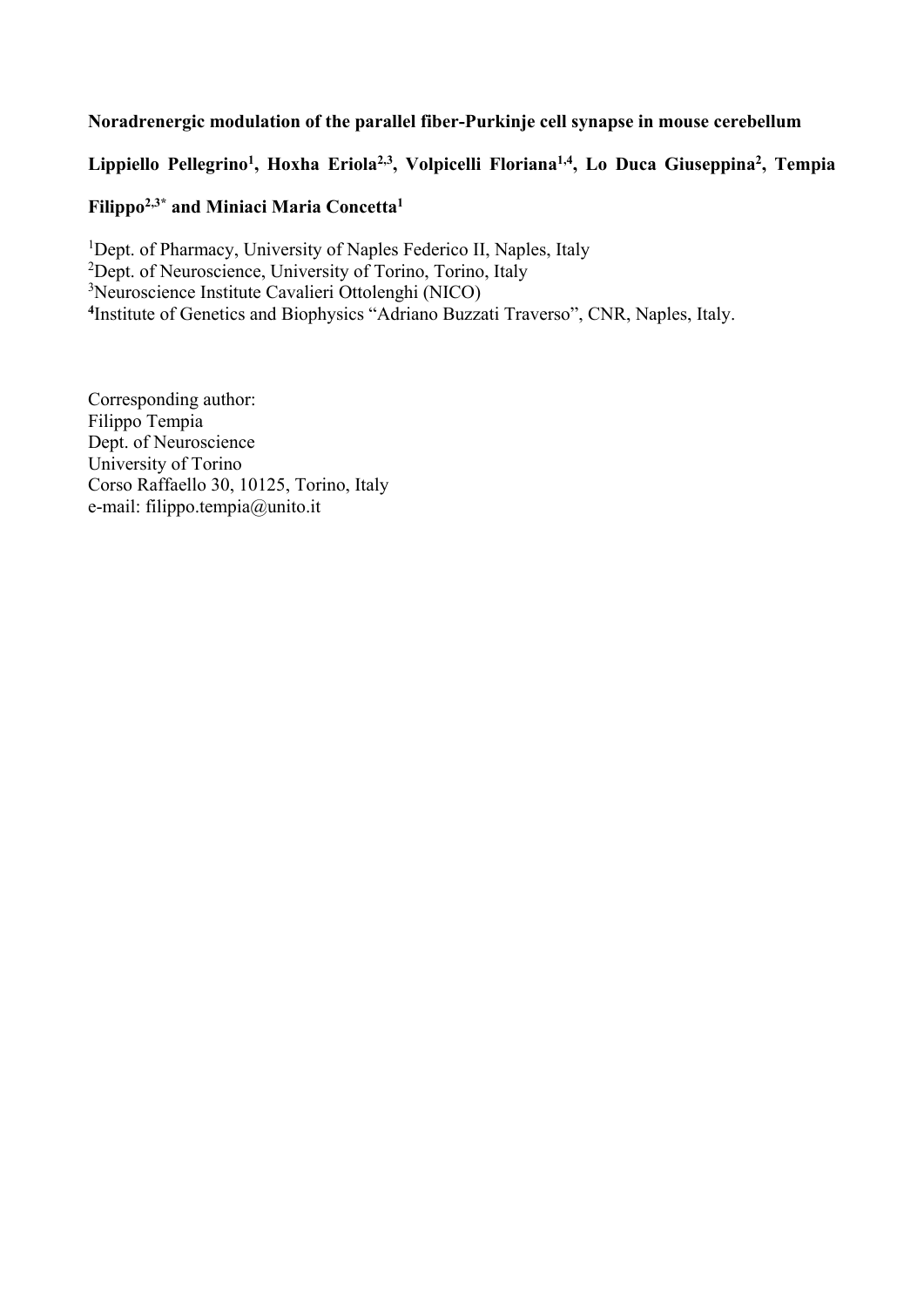**Noradrenergic modulation of the parallel fiber-Purkinje cell synapse in mouse cerebellum**

**Lippiello Pellegrino[1], Hoxha Eriola[2,3], Volpicelli Floriana[1,4], Lo Duca Giuseppina[2], Tempia Filippo[2,3*] and Miniaci Maria Concetta[1]**

[1]Dept. of Pharmacy, University of Naples Federico II, Naples, Italy
[2]Dept. of Neuroscience, University of Torino, Torino, Italy
[3]Neuroscience Institute Cavalieri Ottolenghi (NICO)
[4]Institute of Genetics and Biophysics "Adriano Buzzati Traverso", CNR, Naples, Italy.

Corresponding author:
Filippo Tempia
Dept. of Neuroscience
University of Torino
Corso Raffaello 30, 10125, Torino, Italy
e-mail: filippo.tempia@unito.it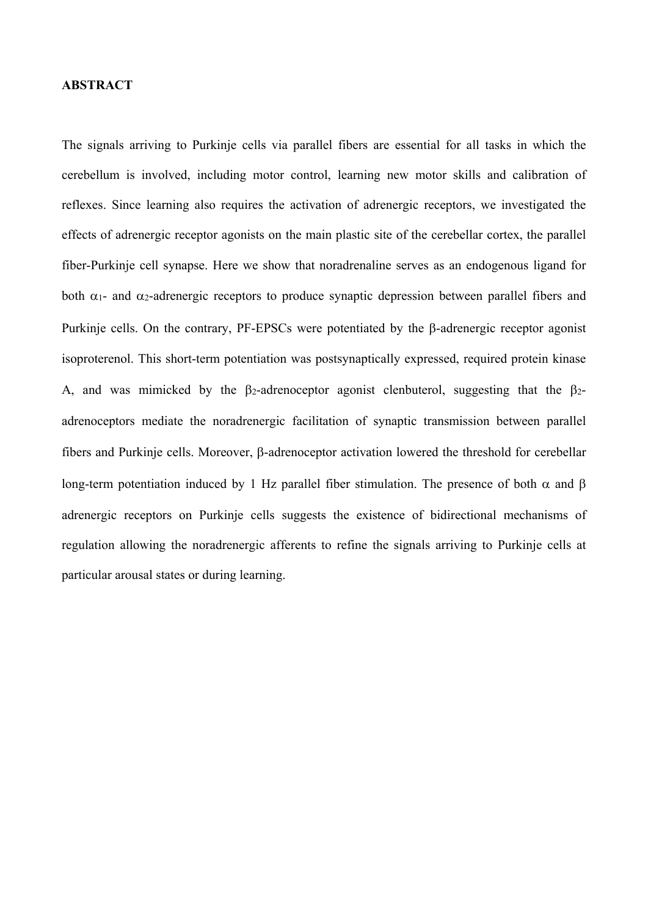**ABSTRACT**

The signals arriving to Purkinje cells via parallel fibers are essential for all tasks in which the cerebellum is involved, including motor control, learning new motor skills and calibration of reflexes. Since learning also requires the activation of adrenergic receptors, we investigated the effects of adrenergic receptor agonists on the main plastic site of the cerebellar cortex, the parallel fiber-Purkinje cell synapse. Here we show that noradrenaline serves as an endogenous ligand for both $\alpha_1$- and $\alpha_2$-adrenergic receptors to produce synaptic depression between parallel fibers and Purkinje cells. On the contrary, PF-EPSCs were potentiated by the $\beta$-adrenergic receptor agonist isoproterenol. This short-term potentiation was postsynaptically expressed, required protein kinase A, and was mimicked by the $\beta_2$-adrenoceptor agonist clenbuterol, suggesting that the $\beta_2$-adrenoceptors mediate the noradrenergic facilitation of synaptic transmission between parallel fibers and Purkinje cells. Moreover, $\beta$-adrenoceptor activation lowered the threshold for cerebellar long-term potentiation induced by 1 Hz parallel fiber stimulation. The presence of both $\alpha$ and $\beta$ adrenergic receptors on Purkinje cells suggests the existence of bidirectional mechanisms of regulation allowing the noradrenergic afferents to refine the signals arriving to Purkinje cells at particular arousal states or during learning.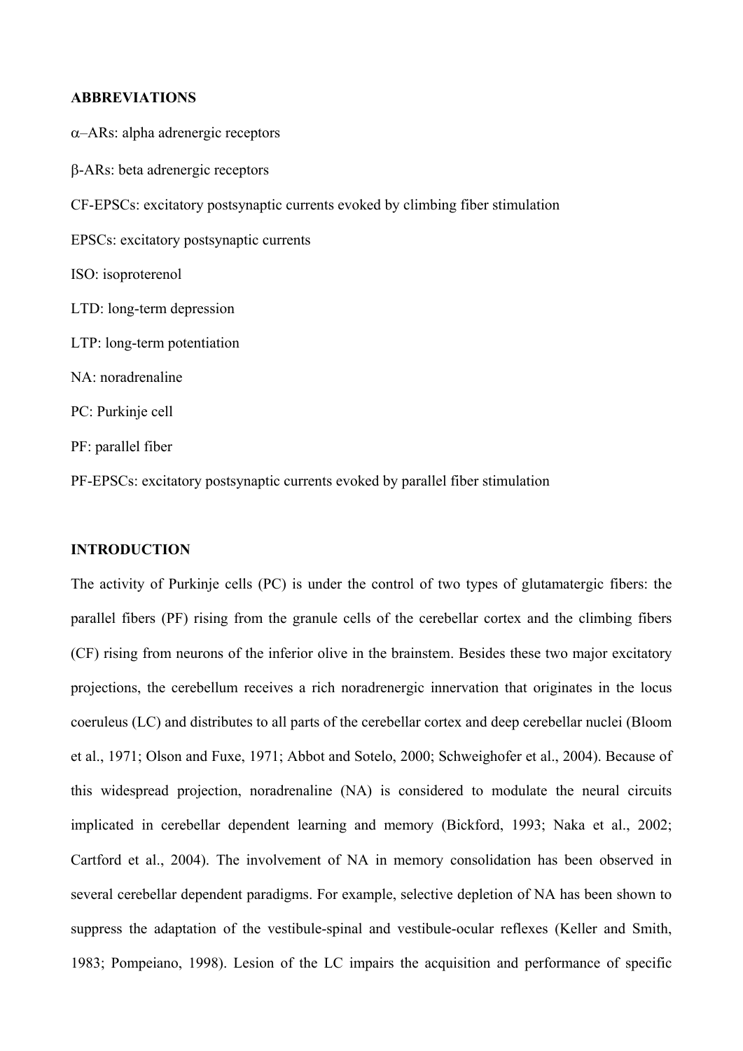**ABBREVIATIONS**

α–ARs: alpha adrenergic receptors

β-ARs: beta adrenergic receptors

CF-EPSCs: excitatory postsynaptic currents evoked by climbing fiber stimulation

EPSCs: excitatory postsynaptic currents

ISO: isoproterenol

LTD: long-term depression

LTP: long-term potentiation

NA: noradrenaline

PC: Purkinje cell

PF: parallel fiber

PF-EPSCs: excitatory postsynaptic currents evoked by parallel fiber stimulation

**INTRODUCTION**

The activity of Purkinje cells (PC) is under the control of two types of glutamatergic fibers: the parallel fibers (PF) rising from the granule cells of the cerebellar cortex and the climbing fibers (CF) rising from neurons of the inferior olive in the brainstem. Besides these two major excitatory projections, the cerebellum receives a rich noradrenergic innervation that originates in the locus coeruleus (LC) and distributes to all parts of the cerebellar cortex and deep cerebellar nuclei (Bloom et al., 1971; Olson and Fuxe, 1971; Abbot and Sotelo, 2000; Schweighofer et al., 2004). Because of this widespread projection, noradrenaline (NA) is considered to modulate the neural circuits implicated in cerebellar dependent learning and memory (Bickford, 1993; Naka et al., 2002; Cartford et al., 2004). The involvement of NA in memory consolidation has been observed in several cerebellar dependent paradigms. For example, selective depletion of NA has been shown to suppress the adaptation of the vestibule-spinal and vestibule-ocular reflexes (Keller and Smith, 1983; Pompeiano, 1998). Lesion of the LC impairs the acquisition and performance of specific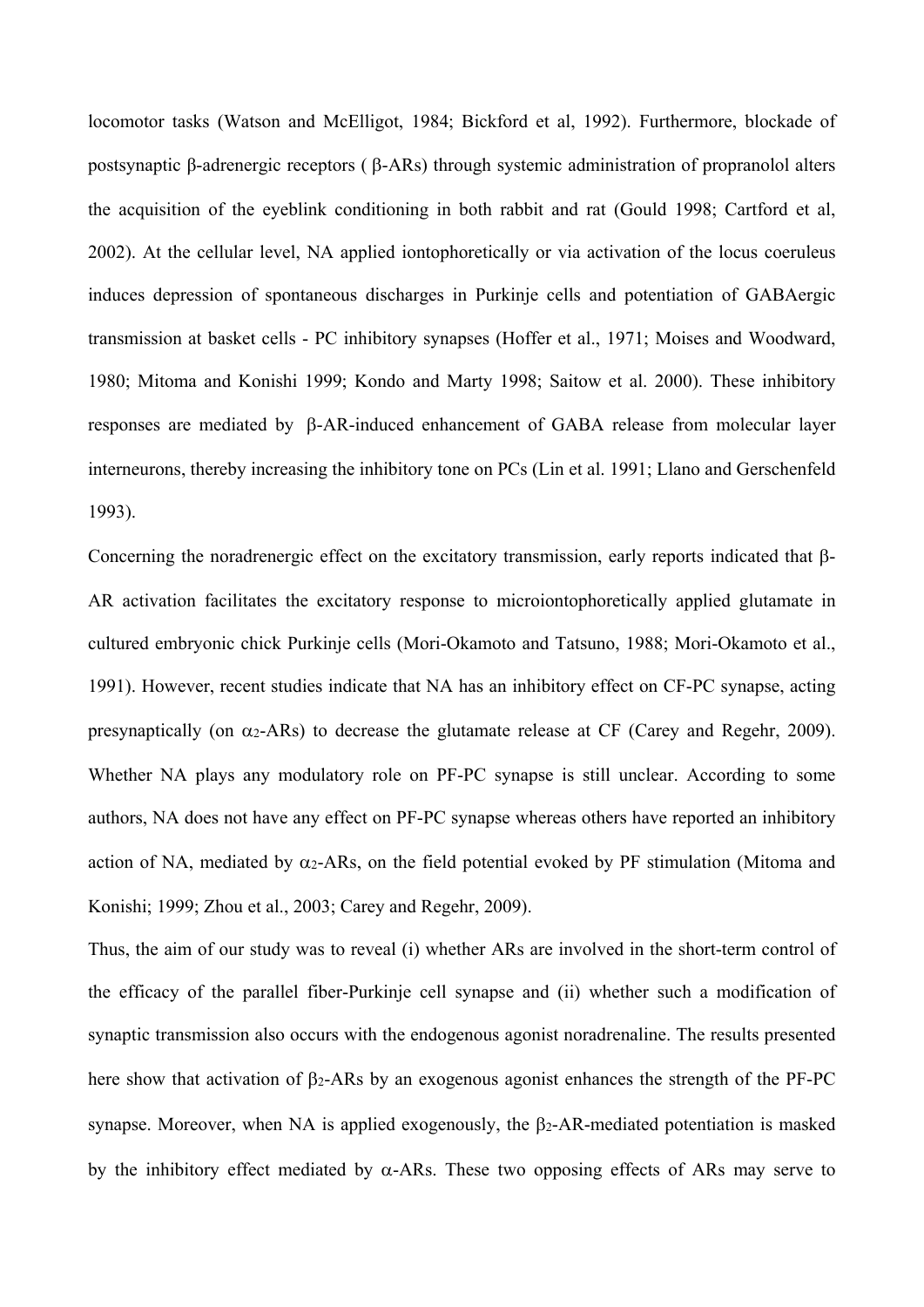locomotor tasks (Watson and McElligot, 1984; Bickford et al, 1992). Furthermore, blockade of postsynaptic β-adrenergic receptors ( β-ARs) through systemic administration of propranolol alters the acquisition of the eyeblink conditioning in both rabbit and rat (Gould 1998; Cartford et al, 2002). At the cellular level, NA applied iontophoretically or via activation of the locus coeruleus induces depression of spontaneous discharges in Purkinje cells and potentiation of GABAergic transmission at basket cells - PC inhibitory synapses (Hoffer et al., 1971; Moises and Woodward, 1980; Mitoma and Konishi 1999; Kondo and Marty 1998; Saitow et al. 2000). These inhibitory responses are mediated by β-AR-induced enhancement of GABA release from molecular layer interneurons, thereby increasing the inhibitory tone on PCs (Lin et al. 1991; Llano and Gerschenfeld 1993).

Concerning the noradrenergic effect on the excitatory transmission, early reports indicated that β-AR activation facilitates the excitatory response to microiontophoretically applied glutamate in cultured embryonic chick Purkinje cells (Mori-Okamoto and Tatsuno, 1988; Mori-Okamoto et al., 1991). However, recent studies indicate that NA has an inhibitory effect on CF-PC synapse, acting presynaptically (on $\alpha_2$-ARs) to decrease the glutamate release at CF (Carey and Regehr, 2009). Whether NA plays any modulatory role on PF-PC synapse is still unclear. According to some authors, NA does not have any effect on PF-PC synapse whereas others have reported an inhibitory action of NA, mediated by $\alpha_2$-ARs, on the field potential evoked by PF stimulation (Mitoma and Konishi; 1999; Zhou et al., 2003; Carey and Regehr, 2009).

Thus, the aim of our study was to reveal (i) whether ARs are involved in the short-term control of the efficacy of the parallel fiber-Purkinje cell synapse and (ii) whether such a modification of synaptic transmission also occurs with the endogenous agonist noradrenaline. The results presented here show that activation of $\beta_2$-ARs by an exogenous agonist enhances the strength of the PF-PC synapse. Moreover, when NA is applied exogenously, the $\beta_2$-AR-mediated potentiation is masked by the inhibitory effect mediated by α-ARs. These two opposing effects of ARs may serve to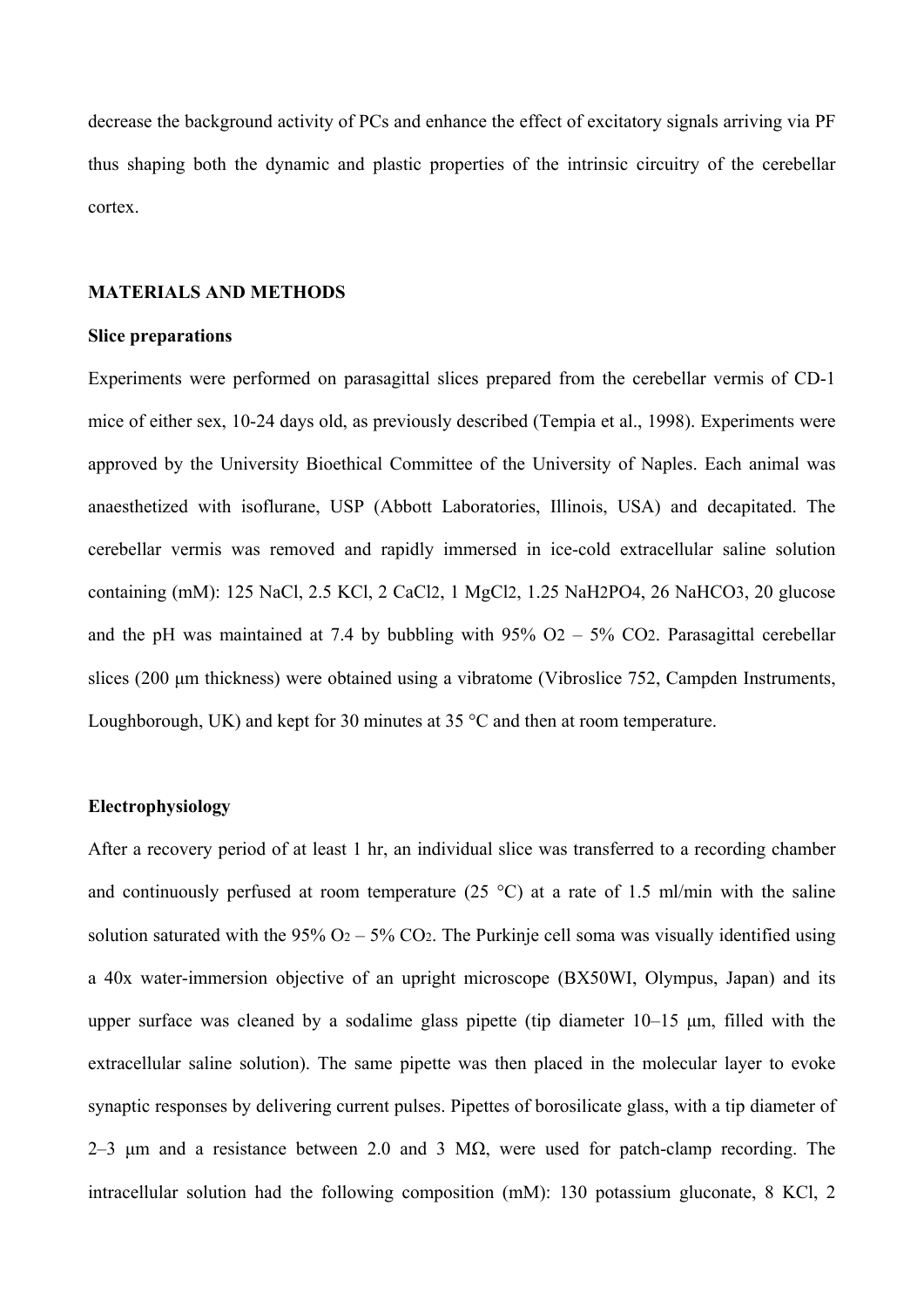decrease the background activity of PCs and enhance the effect of excitatory signals arriving via PF thus shaping both the dynamic and plastic properties of the intrinsic circuitry of the cerebellar cortex.

## MATERIALS AND METHODS

### Slice preparations

Experiments were performed on parasagittal slices prepared from the cerebellar vermis of CD-1 mice of either sex, 10-24 days old, as previously described (Tempia et al., 1998). Experiments were approved by the University Bioethical Committee of the University of Naples. Each animal was anaesthetized with isoflurane, USP (Abbott Laboratories, Illinois, USA) and decapitated. The cerebellar vermis was removed and rapidly immersed in ice-cold extracellular saline solution containing (mM): 125 NaCl, 2.5 KCl, 2 $CaCl_2$, 1 $MgCl_2$, 1.25 $NaH_2PO_4$, 26 $NaHCO_3$, 20 glucose and the pH was maintained at 7.4 by bubbling with 95% $O_2$ – 5% $CO_2$. Parasagittal cerebellar slices (200 μm thickness) were obtained using a vibratome (Vibroslice 752, Campden Instruments, Loughborough, UK) and kept for 30 minutes at 35 °C and then at room temperature.

### Electrophysiology

After a recovery period of at least 1 hr, an individual slice was transferred to a recording chamber and continuously perfused at room temperature (25 °C) at a rate of 1.5 ml/min with the saline solution saturated with the 95% $O_2$ – 5% $CO_2$. The Purkinje cell soma was visually identified using a 40x water-immersion objective of an upright microscope (BX50WI, Olympus, Japan) and its upper surface was cleaned by a sodalime glass pipette (tip diameter 10–15 μm, filled with the extracellular saline solution). The same pipette was then placed in the molecular layer to evoke synaptic responses by delivering current pulses. Pipettes of borosilicate glass, with a tip diameter of 2–3 μm and a resistance between 2.0 and 3 MΩ, were used for patch-clamp recording. The intracellular solution had the following composition (mM): 130 potassium gluconate, 8 KCl, 2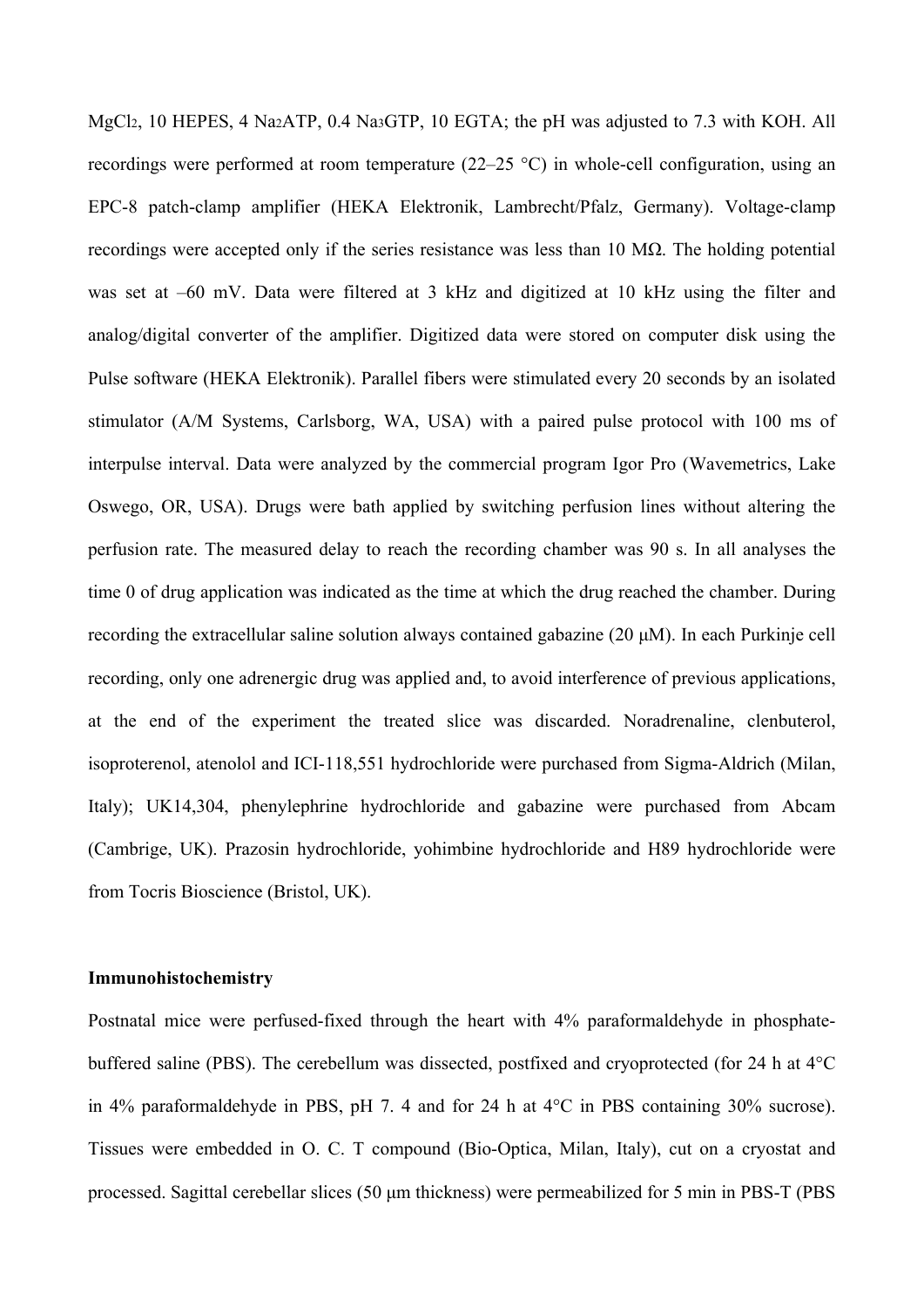$MgCl_2$, 10 HEPES, 4 $Na_2ATP$, 0.4 $Na_3GTP$, 10 EGTA; the pH was adjusted to 7.3 with KOH. All recordings were performed at room temperature (22–25 °C) in whole-cell configuration, using an EPC-8 patch-clamp amplifier (HEKA Elektronik, Lambrecht/Pfalz, Germany). Voltage-clamp recordings were accepted only if the series resistance was less than 10 MΩ. The holding potential was set at –60 mV. Data were filtered at 3 kHz and digitized at 10 kHz using the filter and analog/digital converter of the amplifier. Digitized data were stored on computer disk using the Pulse software (HEKA Elektronik). Parallel fibers were stimulated every 20 seconds by an isolated stimulator (A/M Systems, Carlsborg, WA, USA) with a paired pulse protocol with 100 ms of interpulse interval. Data were analyzed by the commercial program Igor Pro (Wavemetrics, Lake Oswego, OR, USA). Drugs were bath applied by switching perfusion lines without altering the perfusion rate. The measured delay to reach the recording chamber was 90 s. In all analyses the time 0 of drug application was indicated as the time at which the drug reached the chamber. During recording the extracellular saline solution always contained gabazine (20 μM). In each Purkinje cell recording, only one adrenergic drug was applied and, to avoid interference of previous applications, at the end of the experiment the treated slice was discarded. Noradrenaline, clenbuterol, isoproterenol, atenolol and ICI-118,551 hydrochloride were purchased from Sigma-Aldrich (Milan, Italy); UK14,304, phenylephrine hydrochloride and gabazine were purchased from Abcam (Cambrige, UK). Prazosin hydrochloride, yohimbine hydrochloride and H89 hydrochloride were from Tocris Bioscience (Bristol, UK).

**Immunohistochemistry**

Postnatal mice were perfused-fixed through the heart with 4% paraformaldehyde in phosphate-buffered saline (PBS). The cerebellum was dissected, postfixed and cryoprotected (for 24 h at 4°C in 4% paraformaldehyde in PBS, pH 7. 4 and for 24 h at 4°C in PBS containing 30% sucrose). Tissues were embedded in O. C. T compound (Bio-Optica, Milan, Italy), cut on a cryostat and processed. Sagittal cerebellar slices (50 μm thickness) were permeabilized for 5 min in PBS-T (PBS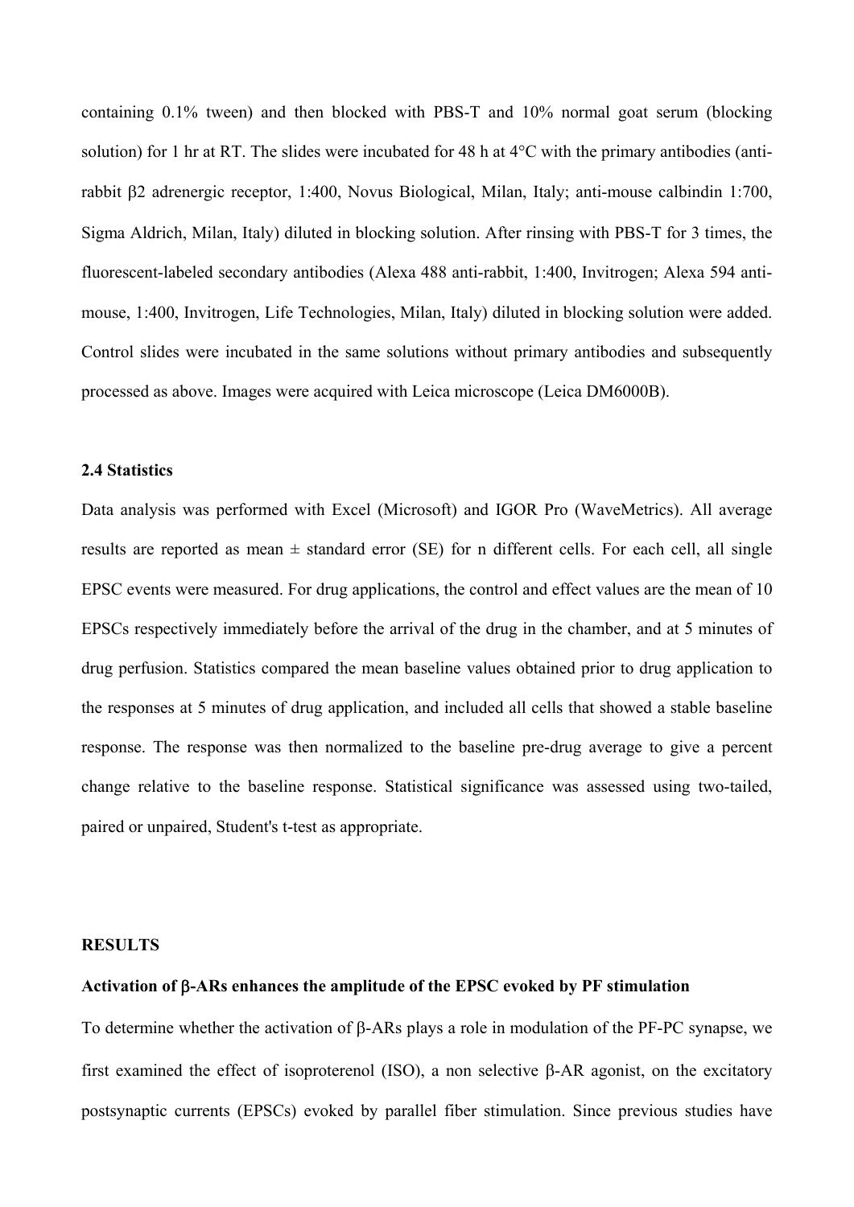containing 0.1% tween) and then blocked with PBS-T and 10% normal goat serum (blocking solution) for 1 hr at RT. The slides were incubated for 48 h at 4°C with the primary antibodies (anti-rabbit β2 adrenergic receptor, 1:400, Novus Biological, Milan, Italy; anti-mouse calbindin 1:700, Sigma Aldrich, Milan, Italy) diluted in blocking solution. After rinsing with PBS-T for 3 times, the fluorescent-labeled secondary antibodies (Alexa 488 anti-rabbit, 1:400, Invitrogen; Alexa 594 anti-mouse, 1:400, Invitrogen, Life Technologies, Milan, Italy) diluted in blocking solution were added. Control slides were incubated in the same solutions without primary antibodies and subsequently processed as above. Images were acquired with Leica microscope (Leica DM6000B).

### 2.4 Statistics

Data analysis was performed with Excel (Microsoft) and IGOR Pro (WaveMetrics). All average results are reported as mean ± standard error (SE) for n different cells. For each cell, all single EPSC events were measured. For drug applications, the control and effect values are the mean of 10 EPSCs respectively immediately before the arrival of the drug in the chamber, and at 5 minutes of drug perfusion. Statistics compared the mean baseline values obtained prior to drug application to the responses at 5 minutes of drug application, and included all cells that showed a stable baseline response. The response was then normalized to the baseline pre-drug average to give a percent change relative to the baseline response. Statistical significance was assessed using two-tailed, paired or unpaired, Student's t-test as appropriate.

## RESULTS

### Activation of β-ARs enhances the amplitude of the EPSC evoked by PF stimulation

To determine whether the activation of β-ARs plays a role in modulation of the PF-PC synapse, we first examined the effect of isoproterenol (ISO), a non selective β-AR agonist, on the excitatory postsynaptic currents (EPSCs) evoked by parallel fiber stimulation. Since previous studies have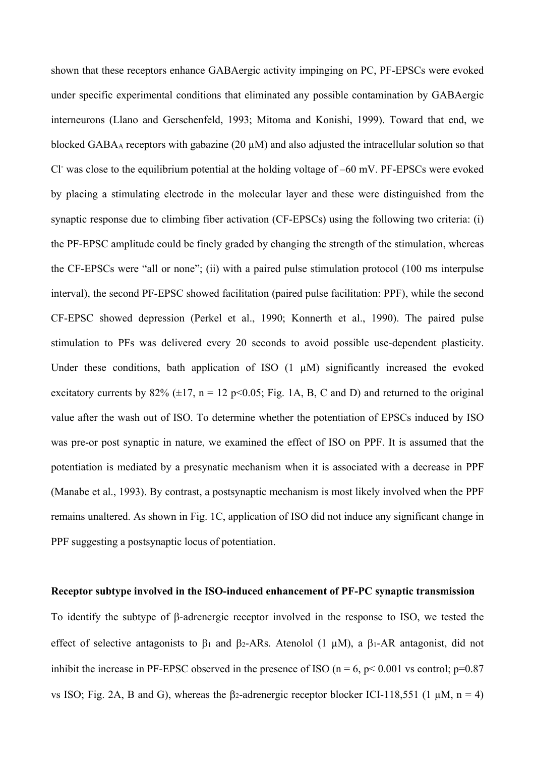shown that these receptors enhance GABAergic activity impinging on PC, PF-EPSCs were evoked under specific experimental conditions that eliminated any possible contamination by GABAergic interneurons (Llano and Gerschenfeld, 1993; Mitoma and Konishi, 1999). Toward that end, we blocked $GABA_A$ receptors with gabazine (20 μM) and also adjusted the intracellular solution so that $Cl^-$ was close to the equilibrium potential at the holding voltage of –60 mV. PF-EPSCs were evoked by placing a stimulating electrode in the molecular layer and these were distinguished from the synaptic response due to climbing fiber activation (CF-EPSCs) using the following two criteria: (i) the PF-EPSC amplitude could be finely graded by changing the strength of the stimulation, whereas the CF-EPSCs were "all or none"; (ii) with a paired pulse stimulation protocol (100 ms interpulse interval), the second PF-EPSC showed facilitation (paired pulse facilitation: PPF), while the second CF-EPSC showed depression (Perkel et al., 1990; Konnerth et al., 1990). The paired pulse stimulation to PFs was delivered every 20 seconds to avoid possible use-dependent plasticity. Under these conditions, bath application of ISO (1 μM) significantly increased the evoked excitatory currents by 82% (±17, $n = 12$ $p<0.05$; Fig. 1A, B, C and D) and returned to the original value after the wash out of ISO. To determine whether the potentiation of EPSCs induced by ISO was pre-or post synaptic in nature, we examined the effect of ISO on PPF. It is assumed that the potentiation is mediated by a presynatic mechanism when it is associated with a decrease in PPF (Manabe et al., 1993). By contrast, a postsynaptic mechanism is most likely involved when the PPF remains unaltered. As shown in Fig. 1C, application of ISO did not induce any significant change in PPF suggesting a postsynaptic locus of potentiation.

**Receptor subtype involved in the ISO-induced enhancement of PF-PC synaptic transmission**

To identify the subtype of β-adrenergic receptor involved in the response to ISO, we tested the effect of selective antagonists to $\beta_1$ and $\beta_2$-ARs. Atenolol (1 μM), a $\beta_1$-AR antagonist, did not inhibit the increase in PF-EPSC observed in the presence of ISO ($n = 6$, $p< 0.001$ vs control; $p=0.87$ vs ISO; Fig. 2A, B and G), whereas the $\beta_2$-adrenergic receptor blocker ICI-118,551 (1 μM, $n = 4$)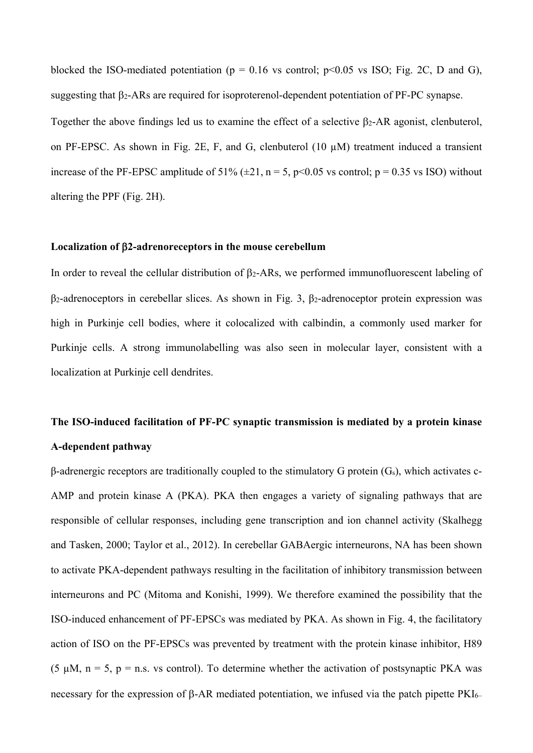blocked the ISO-mediated potentiation ($p = 0.16$ vs control; $p<0.05$ vs ISO; Fig. 2C, D and G), suggesting that $\beta_2$-ARs are required for isoproterenol-dependent potentiation of PF-PC synapse.

Together the above findings led us to examine the effect of a selective $\beta_2$-AR agonist, clenbuterol, on PF-EPSC. As shown in Fig. 2E, F, and G, clenbuterol (10 μM) treatment induced a transient increase of the PF-EPSC amplitude of 51% (±21, n = 5, $p<0.05$ vs control; $p = 0.35$ vs ISO) without altering the PPF (Fig. 2H).

**Localization of β2-adrenoreceptors in the mouse cerebellum**

In order to reveal the cellular distribution of $\beta_2$-ARs, we performed immunofluorescent labeling of $\beta_2$-adrenoceptors in cerebellar slices. As shown in Fig. 3, $\beta_2$-adrenoceptor protein expression was high in Purkinje cell bodies, where it colocalized with calbindin, a commonly used marker for Purkinje cells. A strong immunolabelling was also seen in molecular layer, consistent with a localization at Purkinje cell dendrites.

**The ISO-induced facilitation of PF-PC synaptic transmission is mediated by a protein kinase A-dependent pathway**

β-adrenergic receptors are traditionally coupled to the stimulatory G protein ($G_s$), which activates c-AMP and protein kinase A (PKA). PKA then engages a variety of signaling pathways that are responsible of cellular responses, including gene transcription and ion channel activity (Skalhegg and Tasken, 2000; Taylor et al., 2012). In cerebellar GABAergic interneurons, NA has been shown to activate PKA-dependent pathways resulting in the facilitation of inhibitory transmission between interneurons and PC (Mitoma and Konishi, 1999). We therefore examined the possibility that the ISO-induced enhancement of PF-EPSCs was mediated by PKA. As shown in Fig. 4, the facilitatory action of ISO on the PF-EPSCs was prevented by treatment with the protein kinase inhibitor, H89 (5 μM, n = 5, p = n.s. vs control). To determine whether the activation of postsynaptic PKA was necessary for the expression of β-AR mediated potentiation, we infused via the patch pipette $PKI_{6–}$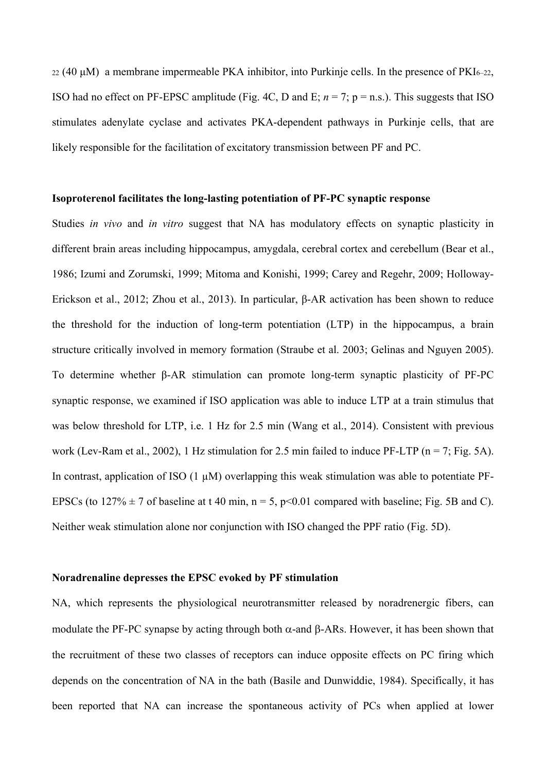$_{22}$ (40 μM) a membrane impermeable PKA inhibitor, into Purkinje cells. In the presence of $PKI_{6–22}$, ISO had no effect on PF-EPSC amplitude (Fig. 4C, D and E; $n = 7$; p = n.s.). This suggests that ISO stimulates adenylate cyclase and activates PKA-dependent pathways in Purkinje cells, that are likely responsible for the facilitation of excitatory transmission between PF and PC.

**Isoproterenol facilitates the long-lasting potentiation of PF-PC synaptic response**

Studies *in vivo* and *in vitro* suggest that NA has modulatory effects on synaptic plasticity in different brain areas including hippocampus, amygdala, cerebral cortex and cerebellum (Bear et al., 1986; Izumi and Zorumski, 1999; Mitoma and Konishi, 1999; Carey and Regehr, 2009; Holloway-Erickson et al., 2012; Zhou et al., 2013). In particular, β-AR activation has been shown to reduce the threshold for the induction of long-term potentiation (LTP) in the hippocampus, a brain structure critically involved in memory formation (Straube et al. 2003; Gelinas and Nguyen 2005). To determine whether β-AR stimulation can promote long-term synaptic plasticity of PF-PC synaptic response, we examined if ISO application was able to induce LTP at a train stimulus that was below threshold for LTP, i.e. 1 Hz for 2.5 min (Wang et al., 2014). Consistent with previous work (Lev-Ram et al., 2002), 1 Hz stimulation for 2.5 min failed to induce PF-LTP (n = 7; Fig. 5A). In contrast, application of ISO (1 μM) overlapping this weak stimulation was able to potentiate PF-EPSCs (to 127% ± 7 of baseline at t 40 min, n = 5, $p<0.01$ compared with baseline; Fig. 5B and C). Neither weak stimulation alone nor conjunction with ISO changed the PPF ratio (Fig. 5D).

**Noradrenaline depresses the EPSC evoked by PF stimulation**

NA, which represents the physiological neurotransmitter released by noradrenergic fibers, can modulate the PF-PC synapse by acting through both α-and β-ARs. However, it has been shown that the recruitment of these two classes of receptors can induce opposite effects on PC firing which depends on the concentration of NA in the bath (Basile and Dunwiddie, 1984). Specifically, it has been reported that NA can increase the spontaneous activity of PCs when applied at lower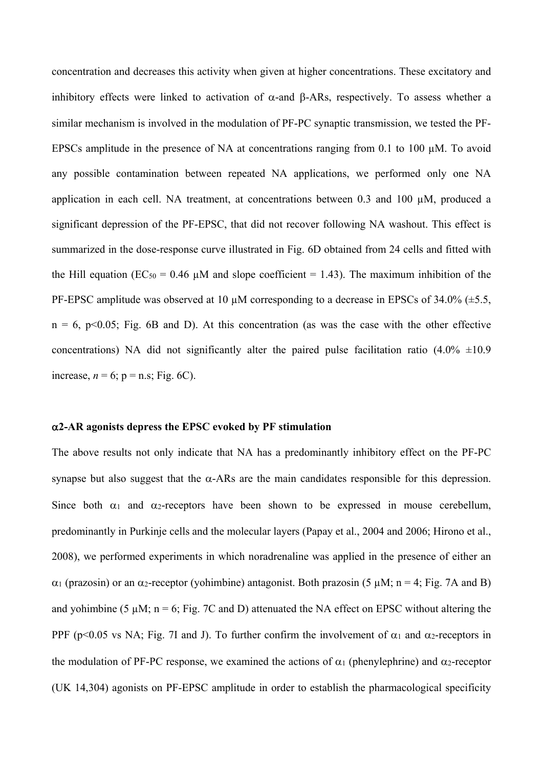concentration and decreases this activity when given at higher concentrations. These excitatory and inhibitory effects were linked to activation of α-and β-ARs, respectively. To assess whether a similar mechanism is involved in the modulation of PF-PC synaptic transmission, we tested the PF-EPSCs amplitude in the presence of NA at concentrations ranging from 0.1 to 100 μM. To avoid any possible contamination between repeated NA applications, we performed only one NA application in each cell. NA treatment, at concentrations between 0.3 and 100 μM, produced a significant depression of the PF-EPSC, that did not recover following NA washout. This effect is summarized in the dose-response curve illustrated in Fig. 6D obtained from 24 cells and fitted with the Hill equation ($EC_{50}$ = 0.46 μM and slope coefficient = 1.43). The maximum inhibition of the PF-EPSC amplitude was observed at 10 μM corresponding to a decrease in EPSCs of 34.0% (±5.5, n = 6, $p<0.05$; Fig. 6B and D). At this concentration (as was the case with the other effective concentrations) NA did not significantly alter the paired pulse facilitation ratio (4.0% ±10.9 increase, *n* = 6; p = n.s; Fig. 6C).

**α2-AR agonists depress the EPSC evoked by PF stimulation**

The above results not only indicate that NA has a predominantly inhibitory effect on the PF-PC synapse but also suggest that the α-ARs are the main candidates responsible for this depression. Since both $\alpha_1$ and $\alpha_2$-receptors have been shown to be expressed in mouse cerebellum, predominantly in Purkinje cells and the molecular layers (Papay et al., 2004 and 2006; Hirono et al., 2008), we performed experiments in which noradrenaline was applied in the presence of either an $\alpha_1$ (prazosin) or an $\alpha_2$-receptor (yohimbine) antagonist. Both prazosin (5 μM; n = 4; Fig. 7A and B) and yohimbine (5 μM; n = 6; Fig. 7C and D) attenuated the NA effect on EPSC without altering the PPF ($p<0.05$ vs NA; Fig. 7I and J). To further confirm the involvement of $\alpha_1$ and $\alpha_2$-receptors in the modulation of PF-PC response, we examined the actions of $\alpha_1$ (phenylephrine) and $\alpha_2$-receptor (UK 14,304) agonists on PF-EPSC amplitude in order to establish the pharmacological specificity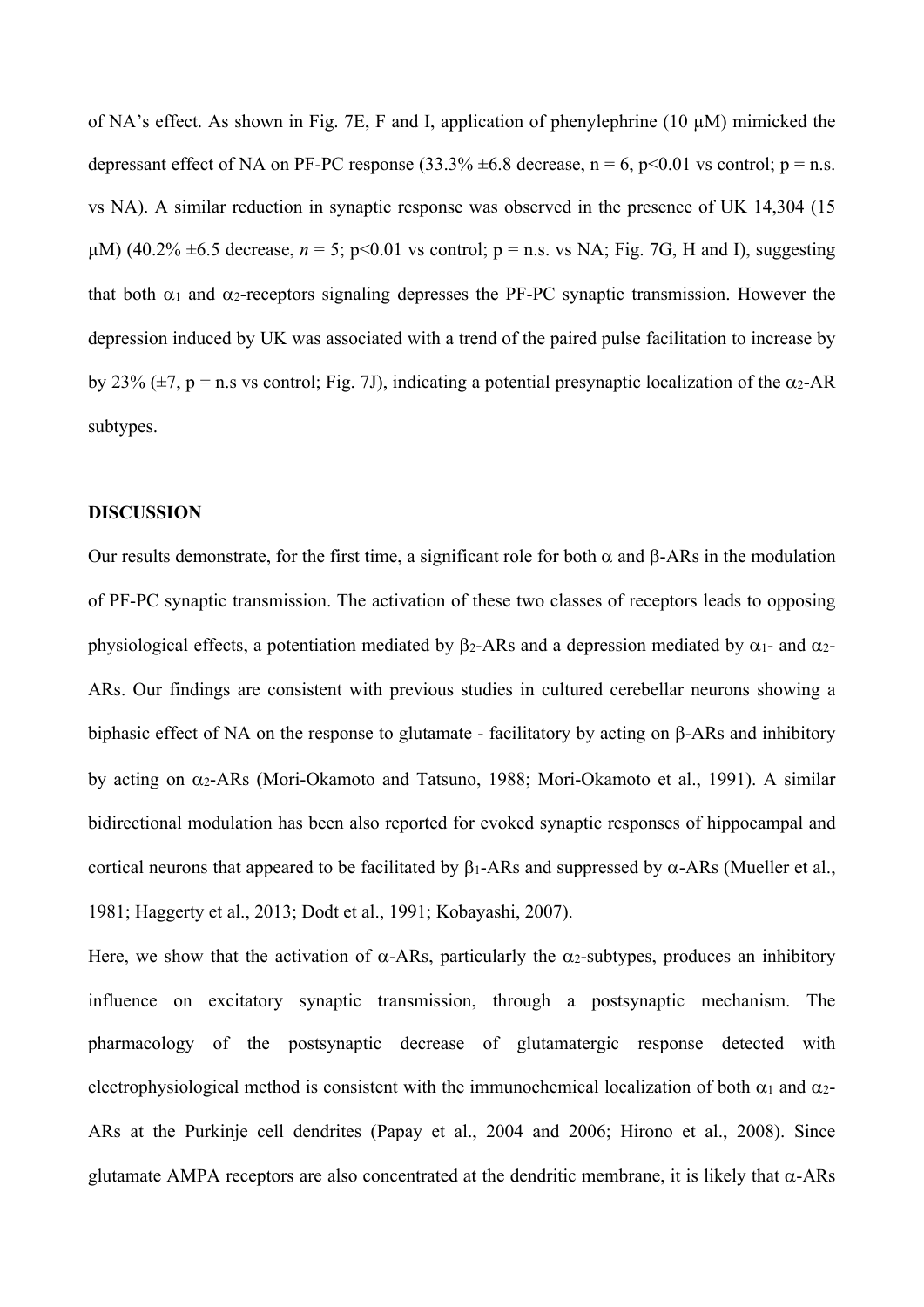of NA's effect. As shown in Fig. 7E, F and I, application of phenylephrine (10 μM) mimicked the depressant effect of NA on PF-PC response (33.3% ±6.8 decrease, n = 6, $p<0.01$ vs control; p = n.s. vs NA). A similar reduction in synaptic response was observed in the presence of UK 14,304 (15 μM) (40.2% ±6.5 decrease, *n* = 5; $p<0.01$ vs control; p = n.s. vs NA; Fig. 7G, H and I), suggesting that both $\alpha_1$ and $\alpha_2$-receptors signaling depresses the PF-PC synaptic transmission. However the depression induced by UK was associated with a trend of the paired pulse facilitation to increase by by 23% (±7, p = n.s vs control; Fig. 7J), indicating a potential presynaptic localization of the $\alpha_2$-AR subtypes.

## DISCUSSION

Our results demonstrate, for the first time, a significant role for both α and β-ARs in the modulation of PF-PC synaptic transmission. The activation of these two classes of receptors leads to opposing physiological effects, a potentiation mediated by $\beta_2$-ARs and a depression mediated by $\alpha_1$- and $\alpha_2$-ARs. Our findings are consistent with previous studies in cultured cerebellar neurons showing a biphasic effect of NA on the response to glutamate - facilitatory by acting on β-ARs and inhibitory by acting on $\alpha_2$-ARs (Mori-Okamoto and Tatsuno, 1988; Mori-Okamoto et al., 1991). A similar bidirectional modulation has been also reported for evoked synaptic responses of hippocampal and cortical neurons that appeared to be facilitated by $\beta_1$-ARs and suppressed by α-ARs (Mueller et al., 1981; Haggerty et al., 2013; Dodt et al., 1991; Kobayashi, 2007).

Here, we show that the activation of α-ARs, particularly the $\alpha_2$-subtypes, produces an inhibitory influence on excitatory synaptic transmission, through a postsynaptic mechanism. The pharmacology of the postsynaptic decrease of glutamatergic response detected with electrophysiological method is consistent with the immunochemical localization of both $\alpha_1$ and $\alpha_2$-ARs at the Purkinje cell dendrites (Papay et al., 2004 and 2006; Hirono et al., 2008). Since glutamate AMPA receptors are also concentrated at the dendritic membrane, it is likely that α-ARs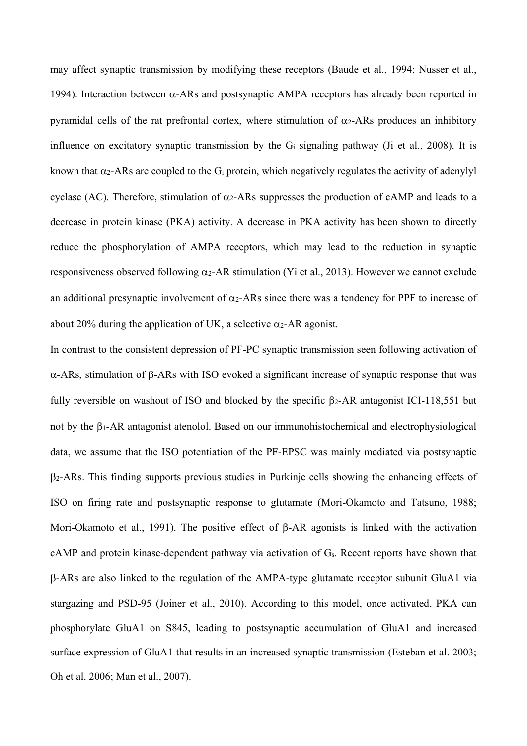may affect synaptic transmission by modifying these receptors (Baude et al., 1994; Nusser et al., 1994). Interaction between $\alpha$-ARs and postsynaptic AMPA receptors has already been reported in pyramidal cells of the rat prefrontal cortex, where stimulation of $\alpha_2$-ARs produces an inhibitory influence on excitatory synaptic transmission by the $G_i$ signaling pathway (Ji et al., 2008). It is known that $\alpha_2$-ARs are coupled to the $G_i$ protein, which negatively regulates the activity of adenylyl cyclase (AC). Therefore, stimulation of $\alpha_2$-ARs suppresses the production of cAMP and leads to a decrease in protein kinase (PKA) activity. A decrease in PKA activity has been shown to directly reduce the phosphorylation of AMPA receptors, which may lead to the reduction in synaptic responsiveness observed following $\alpha_2$-AR stimulation (Yi et al., 2013). However we cannot exclude an additional presynaptic involvement of $\alpha_2$-ARs since there was a tendency for PPF to increase of about 20% during the application of UK, a selective $\alpha_2$-AR agonist.

In contrast to the consistent depression of PF-PC synaptic transmission seen following activation of $\alpha$-ARs, stimulation of $\beta$-ARs with ISO evoked a significant increase of synaptic response that was fully reversible on washout of ISO and blocked by the specific $\beta_2$-AR antagonist ICI-118,551 but not by the $\beta_1$-AR antagonist atenolol. Based on our immunohistochemical and electrophysiological data, we assume that the ISO potentiation of the PF-EPSC was mainly mediated via postsynaptic $\beta_2$-ARs. This finding supports previous studies in Purkinje cells showing the enhancing effects of ISO on firing rate and postsynaptic response to glutamate (Mori-Okamoto and Tatsuno, 1988; Mori-Okamoto et al., 1991). The positive effect of $\beta$-AR agonists is linked with the activation cAMP and protein kinase-dependent pathway via activation of $G_s$. Recent reports have shown that $\beta$-ARs are also linked to the regulation of the AMPA-type glutamate receptor subunit GluA1 via stargazing and PSD-95 (Joiner et al., 2010). According to this model, once activated, PKA can phosphorylate GluA1 on S845, leading to postsynaptic accumulation of GluA1 and increased surface expression of GluA1 that results in an increased synaptic transmission (Esteban et al. 2003; Oh et al. 2006; Man et al., 2007).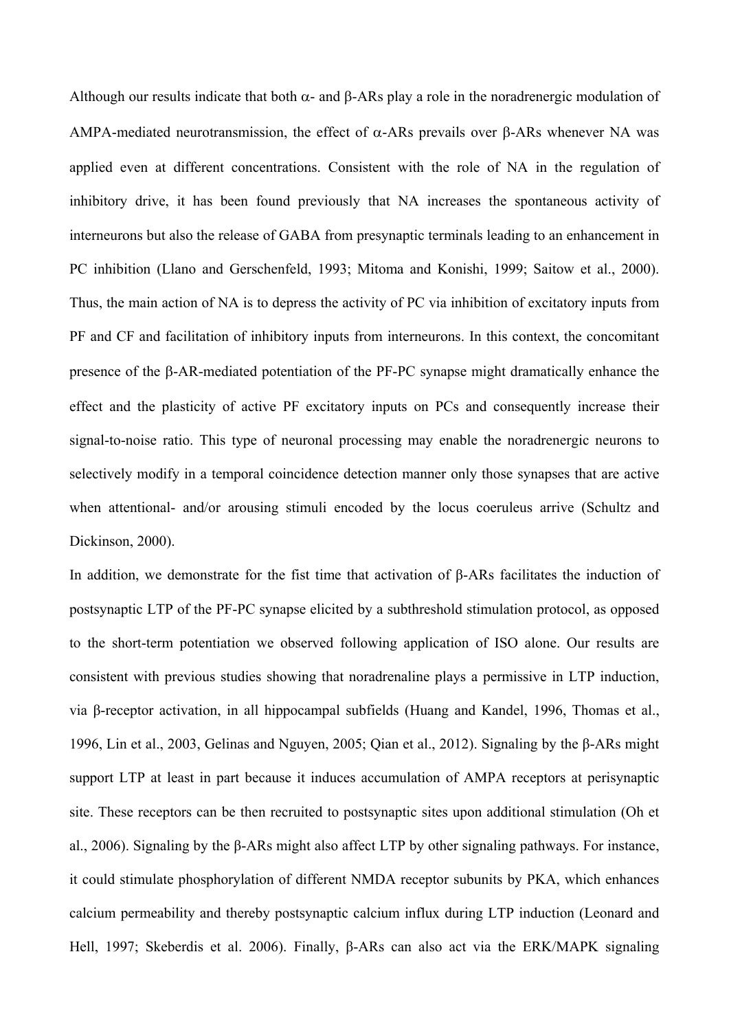Although our results indicate that both α- and β-ARs play a role in the noradrenergic modulation of AMPA-mediated neurotransmission, the effect of α-ARs prevails over β-ARs whenever NA was applied even at different concentrations. Consistent with the role of NA in the regulation of inhibitory drive, it has been found previously that NA increases the spontaneous activity of interneurons but also the release of GABA from presynaptic terminals leading to an enhancement in PC inhibition (Llano and Gerschenfeld, 1993; Mitoma and Konishi, 1999; Saitow et al., 2000). Thus, the main action of NA is to depress the activity of PC via inhibition of excitatory inputs from PF and CF and facilitation of inhibitory inputs from interneurons. In this context, the concomitant presence of the β-AR-mediated potentiation of the PF-PC synapse might dramatically enhance the effect and the plasticity of active PF excitatory inputs on PCs and consequently increase their signal-to-noise ratio. This type of neuronal processing may enable the noradrenergic neurons to selectively modify in a temporal coincidence detection manner only those synapses that are active when attentional- and/or arousing stimuli encoded by the locus coeruleus arrive (Schultz and Dickinson, 2000).

In addition, we demonstrate for the fist time that activation of β-ARs facilitates the induction of postsynaptic LTP of the PF-PC synapse elicited by a subthreshold stimulation protocol, as opposed to the short-term potentiation we observed following application of ISO alone. Our results are consistent with previous studies showing that noradrenaline plays a permissive in LTP induction, via β-receptor activation, in all hippocampal subfields (Huang and Kandel, 1996, Thomas et al., 1996, Lin et al., 2003, Gelinas and Nguyen, 2005; Qian et al., 2012). Signaling by the β-ARs might support LTP at least in part because it induces accumulation of AMPA receptors at perisynaptic site. These receptors can be then recruited to postsynaptic sites upon additional stimulation (Oh et al., 2006). Signaling by the β-ARs might also affect LTP by other signaling pathways. For instance, it could stimulate phosphorylation of different NMDA receptor subunits by PKA, which enhances calcium permeability and thereby postsynaptic calcium influx during LTP induction (Leonard and Hell, 1997; Skeberdis et al. 2006). Finally, β-ARs can also act via the ERK/MAPK signaling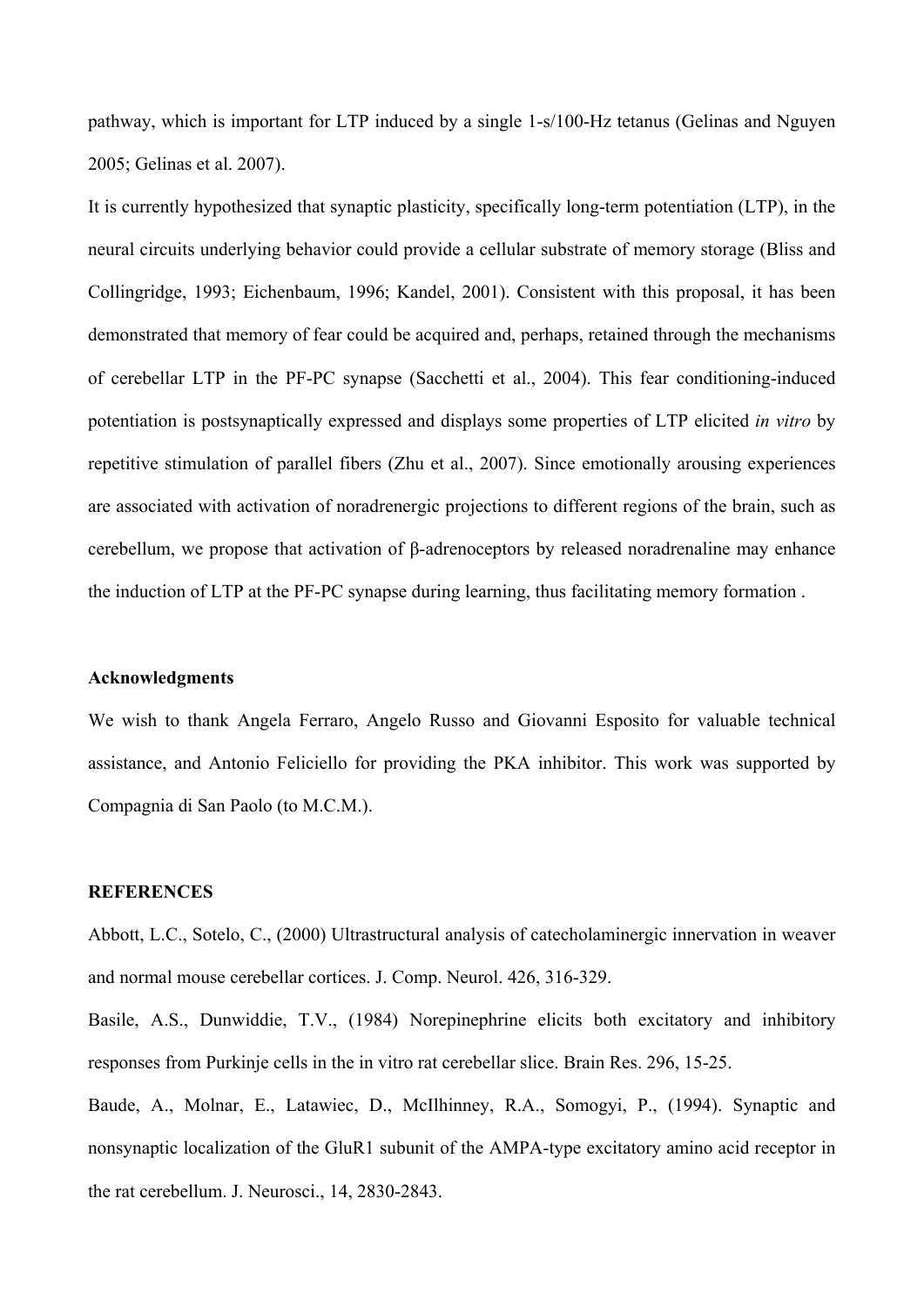pathway, which is important for LTP induced by a single 1-s/100-Hz tetanus (Gelinas and Nguyen 2005; Gelinas et al. 2007).

It is currently hypothesized that synaptic plasticity, specifically long-term potentiation (LTP), in the neural circuits underlying behavior could provide a cellular substrate of memory storage (Bliss and Collingridge, 1993; Eichenbaum, 1996; Kandel, 2001). Consistent with this proposal, it has been demonstrated that memory of fear could be acquired and, perhaps, retained through the mechanisms of cerebellar LTP in the PF-PC synapse (Sacchetti et al., 2004). This fear conditioning-induced potentiation is postsynaptically expressed and displays some properties of LTP elicited *in vitro* by repetitive stimulation of parallel fibers (Zhu et al., 2007). Since emotionally arousing experiences are associated with activation of noradrenergic projections to different regions of the brain, such as cerebellum, we propose that activation of β-adrenoceptors by released noradrenaline may enhance the induction of LTP at the PF-PC synapse during learning, thus facilitating memory formation .

**Acknowledgments**

We wish to thank Angela Ferraro, Angelo Russo and Giovanni Esposito for valuable technical assistance, and Antonio Feliciello for providing the PKA inhibitor. This work was supported by Compagnia di San Paolo (to M.C.M.).

**REFERENCES**

Abbott, L.C., Sotelo, C., (2000) Ultrastructural analysis of catecholaminergic innervation in weaver and normal mouse cerebellar cortices. J. Comp. Neurol. 426, 316-329.

Basile, A.S., Dunwiddie, T.V., (1984) Norepinephrine elicits both excitatory and inhibitory responses from Purkinje cells in the in vitro rat cerebellar slice. Brain Res. 296, 15-25.

Baude, A., Molnar, E., Latawiec, D., McIlhinney, R.A., Somogyi, P., (1994). Synaptic and nonsynaptic localization of the GluR1 subunit of the AMPA-type excitatory amino acid receptor in the rat cerebellum. J. Neurosci., 14, 2830-2843.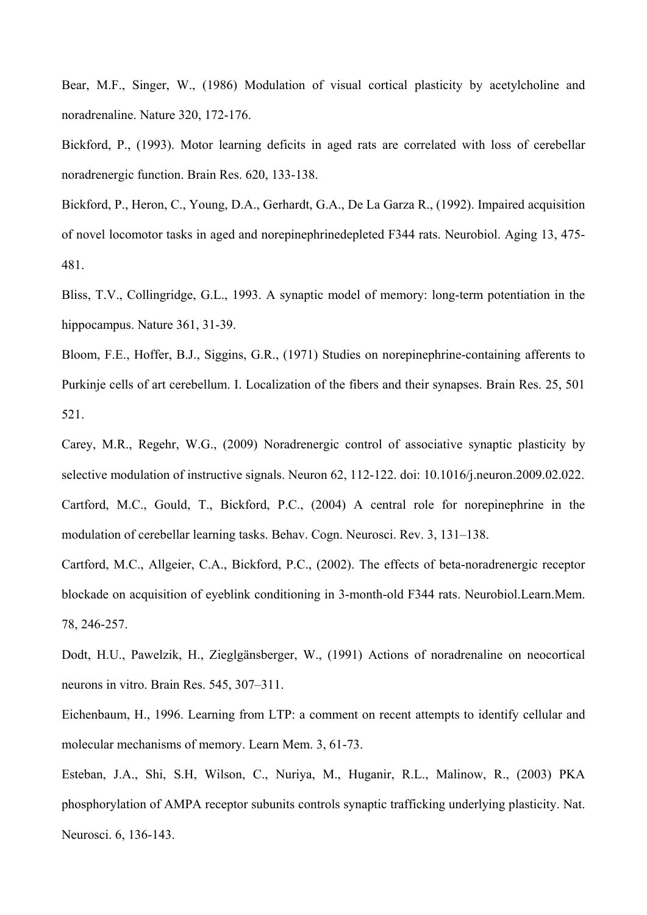Bear, M.F., Singer, W., (1986) Modulation of visual cortical plasticity by acetylcholine and noradrenaline. Nature 320, 172-176.

Bickford, P., (1993). Motor learning deficits in aged rats are correlated with loss of cerebellar noradrenergic function. Brain Res. 620, 133-138.

Bickford, P., Heron, C., Young, D.A., Gerhardt, G.A., De La Garza R., (1992). Impaired acquisition of novel locomotor tasks in aged and norepinephrinedepleted F344 rats. Neurobiol. Aging 13, 475-481.

Bliss, T.V., Collingridge, G.L., 1993. A synaptic model of memory: long-term potentiation in the hippocampus. Nature 361, 31-39.

Bloom, F.E., Hoffer, B.J., Siggins, G.R., (1971) Studies on norepinephrine-containing afferents to Purkinje cells of art cerebellum. I. Localization of the fibers and their synapses. Brain Res. 25, 501 521.

Carey, M.R., Regehr, W.G., (2009) Noradrenergic control of associative synaptic plasticity by selective modulation of instructive signals. Neuron 62, 112-122. doi: 10.1016/j.neuron.2009.02.022.

Cartford, M.C., Gould, T., Bickford, P.C., (2004) A central role for norepinephrine in the modulation of cerebellar learning tasks. Behav. Cogn. Neurosci. Rev. 3, 131–138.

Cartford, M.C., Allgeier, C.A., Bickford, P.C., (2002). The effects of beta-noradrenergic receptor blockade on acquisition of eyeblink conditioning in 3-month-old F344 rats. Neurobiol.Learn.Mem. 78, 246-257.

Dodt, H.U., Pawelzik, H., Zieglgänsberger, W., (1991) Actions of noradrenaline on neocortical neurons in vitro. Brain Res. 545, 307–311.

Eichenbaum, H., 1996. Learning from LTP: a comment on recent attempts to identify cellular and molecular mechanisms of memory. Learn Mem. 3, 61-73.

Esteban, J.A., Shi, S.H, Wilson, C., Nuriya, M., Huganir, R.L., Malinow, R., (2003) PKA phosphorylation of AMPA receptor subunits controls synaptic trafficking underlying plasticity. Nat. Neurosci. 6, 136-143.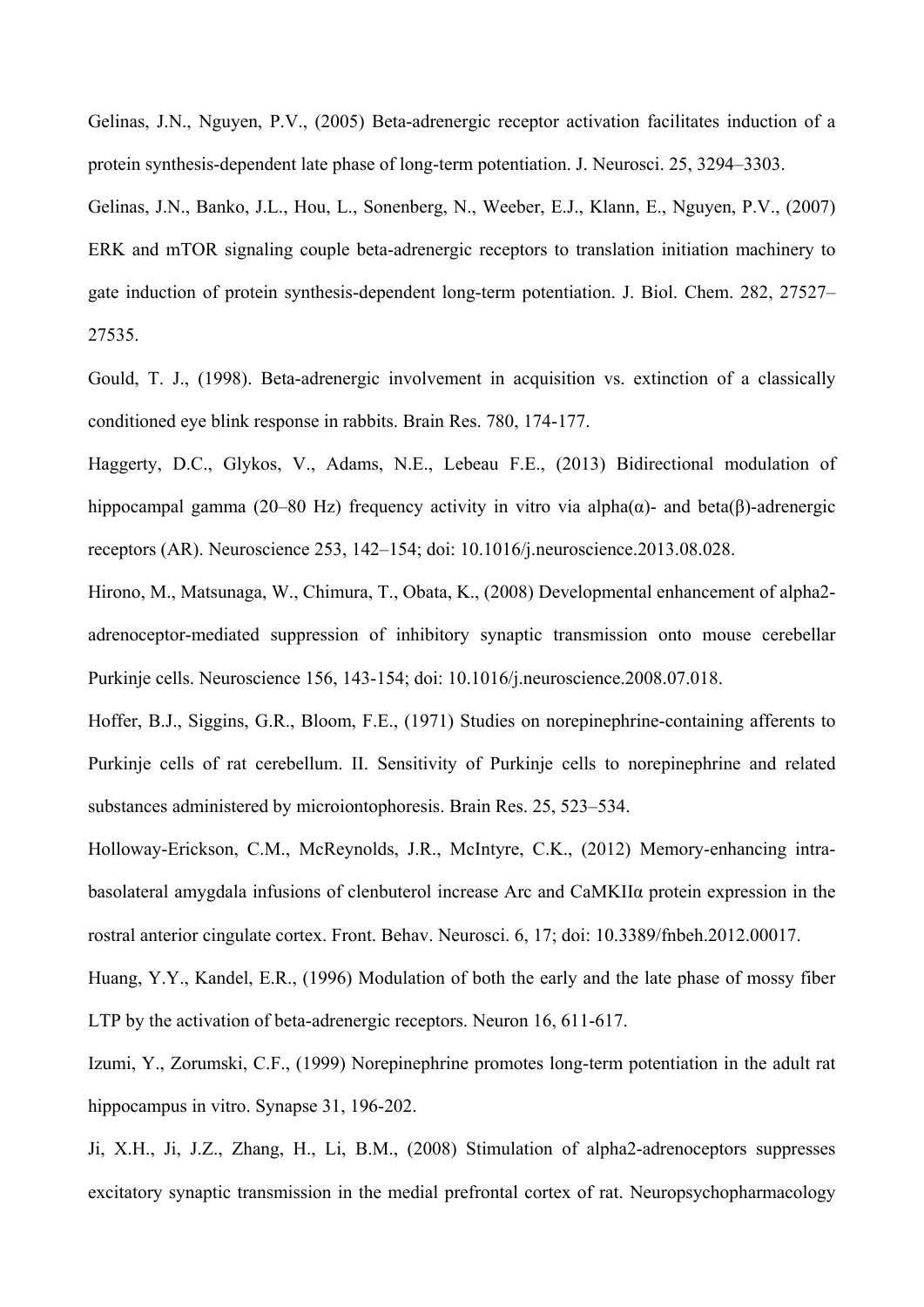Gelinas, J.N., Nguyen, P.V., (2005) Beta-adrenergic receptor activation facilitates induction of a protein synthesis-dependent late phase of long-term potentiation. J. Neurosci. 25, 3294–3303.

Gelinas, J.N., Banko, J.L., Hou, L., Sonenberg, N., Weeber, E.J., Klann, E., Nguyen, P.V., (2007) ERK and mTOR signaling couple beta-adrenergic receptors to translation initiation machinery to gate induction of protein synthesis-dependent long-term potentiation. J. Biol. Chem. 282, 27527–27535.

Gould, T. J., (1998). Beta-adrenergic involvement in acquisition vs. extinction of a classically conditioned eye blink response in rabbits. Brain Res. 780, 174-177.

Haggerty, D.C., Glykos, V., Adams, N.E., Lebeau F.E., (2013) Bidirectional modulation of hippocampal gamma (20–80 Hz) frequency activity in vitro via alpha(α)- and beta(β)-adrenergic receptors (AR). Neuroscience 253, 142–154; doi: 10.1016/j.neuroscience.2013.08.028.

Hirono, M., Matsunaga, W., Chimura, T., Obata, K., (2008) Developmental enhancement of alpha2-adrenoceptor-mediated suppression of inhibitory synaptic transmission onto mouse cerebellar Purkinje cells. Neuroscience 156, 143-154; doi: 10.1016/j.neuroscience.2008.07.018.

Hoffer, B.J., Siggins, G.R., Bloom, F.E., (1971) Studies on norepinephrine-containing afferents to Purkinje cells of rat cerebellum. II. Sensitivity of Purkinje cells to norepinephrine and related substances administered by microiontophoresis. Brain Res. 25, 523–534.

Holloway-Erickson, C.M., McReynolds, J.R., McIntyre, C.K., (2012) Memory-enhancing intra-basolateral amygdala infusions of clenbuterol increase Arc and CaMKIIα protein expression in the rostral anterior cingulate cortex. Front. Behav. Neurosci. 6, 17; doi: 10.3389/fnbeh.2012.00017.

Huang, Y.Y., Kandel, E.R., (1996) Modulation of both the early and the late phase of mossy fiber LTP by the activation of beta-adrenergic receptors. Neuron 16, 611-617.

Izumi, Y., Zorumski, C.F., (1999) Norepinephrine promotes long-term potentiation in the adult rat hippocampus in vitro. Synapse 31, 196-202.

Ji, X.H., Ji, J.Z., Zhang, H., Li, B.M., (2008) Stimulation of alpha2-adrenoceptors suppresses excitatory synaptic transmission in the medial prefrontal cortex of rat. Neuropsychopharmacology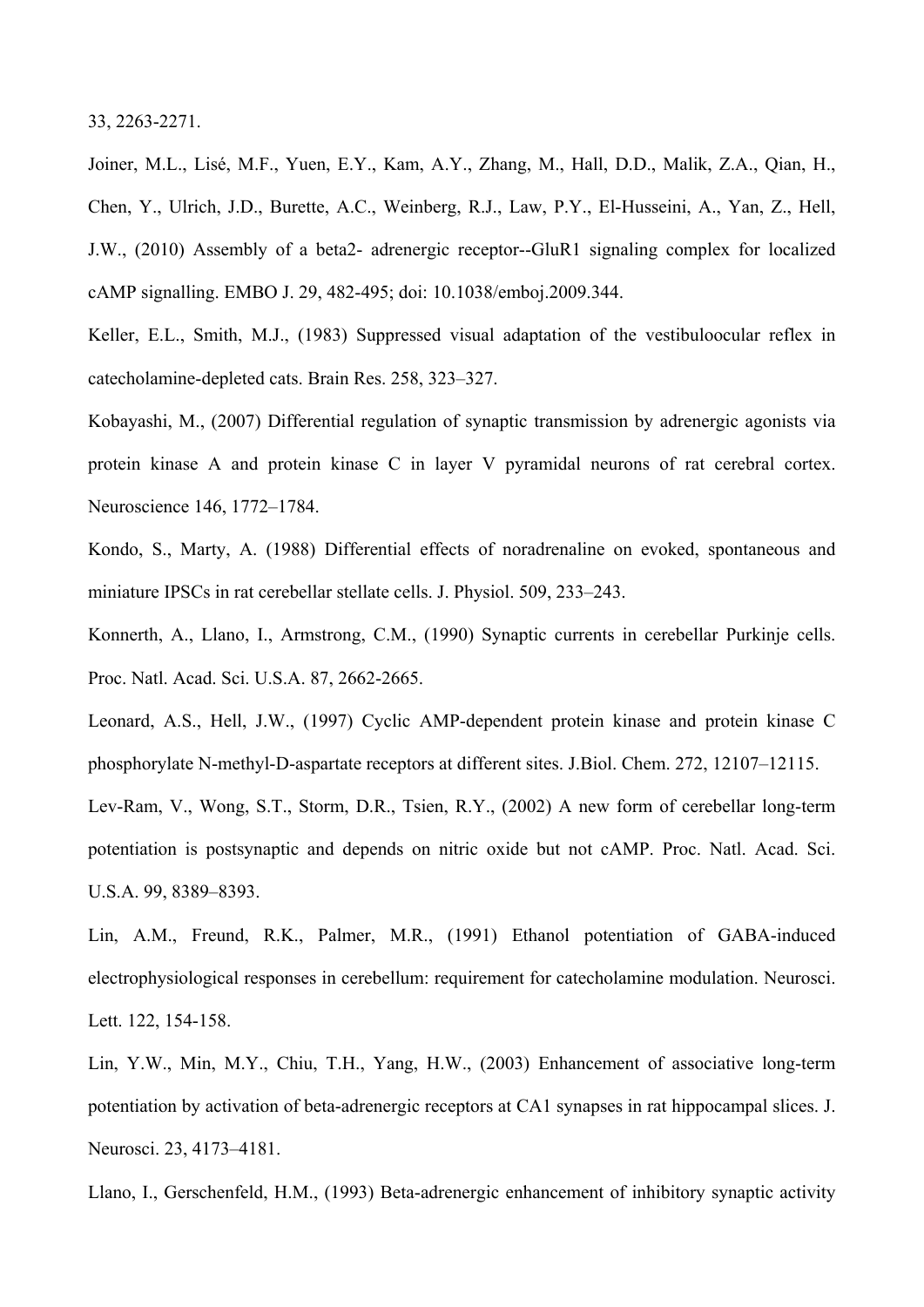33, 2263-2271.

Joiner, M.L., Lisé, M.F., Yuen, E.Y., Kam, A.Y., Zhang, M., Hall, D.D., Malik, Z.A., Qian, H., Chen, Y., Ulrich, J.D., Burette, A.C., Weinberg, R.J., Law, P.Y., El-Husseini, A., Yan, Z., Hell, J.W., (2010) Assembly of a beta2- adrenergic receptor--GluR1 signaling complex for localized cAMP signalling. EMBO J. 29, 482-495; doi: 10.1038/emboj.2009.344.

Keller, E.L., Smith, M.J., (1983) Suppressed visual adaptation of the vestibuloocular reflex in catecholamine-depleted cats. Brain Res. 258, 323–327.

Kobayashi, M., (2007) Differential regulation of synaptic transmission by adrenergic agonists via protein kinase A and protein kinase C in layer V pyramidal neurons of rat cerebral cortex. Neuroscience 146, 1772–1784.

Kondo, S., Marty, A. (1988) Differential effects of noradrenaline on evoked, spontaneous and miniature IPSCs in rat cerebellar stellate cells. J. Physiol. 509, 233–243.

Konnerth, A., Llano, I., Armstrong, C.M., (1990) Synaptic currents in cerebellar Purkinje cells. Proc. Natl. Acad. Sci. U.S.A. 87, 2662-2665.

Leonard, A.S., Hell, J.W., (1997) Cyclic AMP-dependent protein kinase and protein kinase C phosphorylate N-methyl-D-aspartate receptors at different sites. J.Biol. Chem. 272, 12107–12115.

Lev-Ram, V., Wong, S.T., Storm, D.R., Tsien, R.Y., (2002) A new form of cerebellar long-term potentiation is postsynaptic and depends on nitric oxide but not cAMP. Proc. Natl. Acad. Sci. U.S.A. 99, 8389–8393.

Lin, A.M., Freund, R.K., Palmer, M.R., (1991) Ethanol potentiation of GABA-induced electrophysiological responses in cerebellum: requirement for catecholamine modulation. Neurosci. Lett. 122, 154-158.

Lin, Y.W., Min, M.Y., Chiu, T.H., Yang, H.W., (2003) Enhancement of associative long-term potentiation by activation of beta-adrenergic receptors at CA1 synapses in rat hippocampal slices. J. Neurosci. 23, 4173–4181.

Llano, I., Gerschenfeld, H.M., (1993) Beta-adrenergic enhancement of inhibitory synaptic activity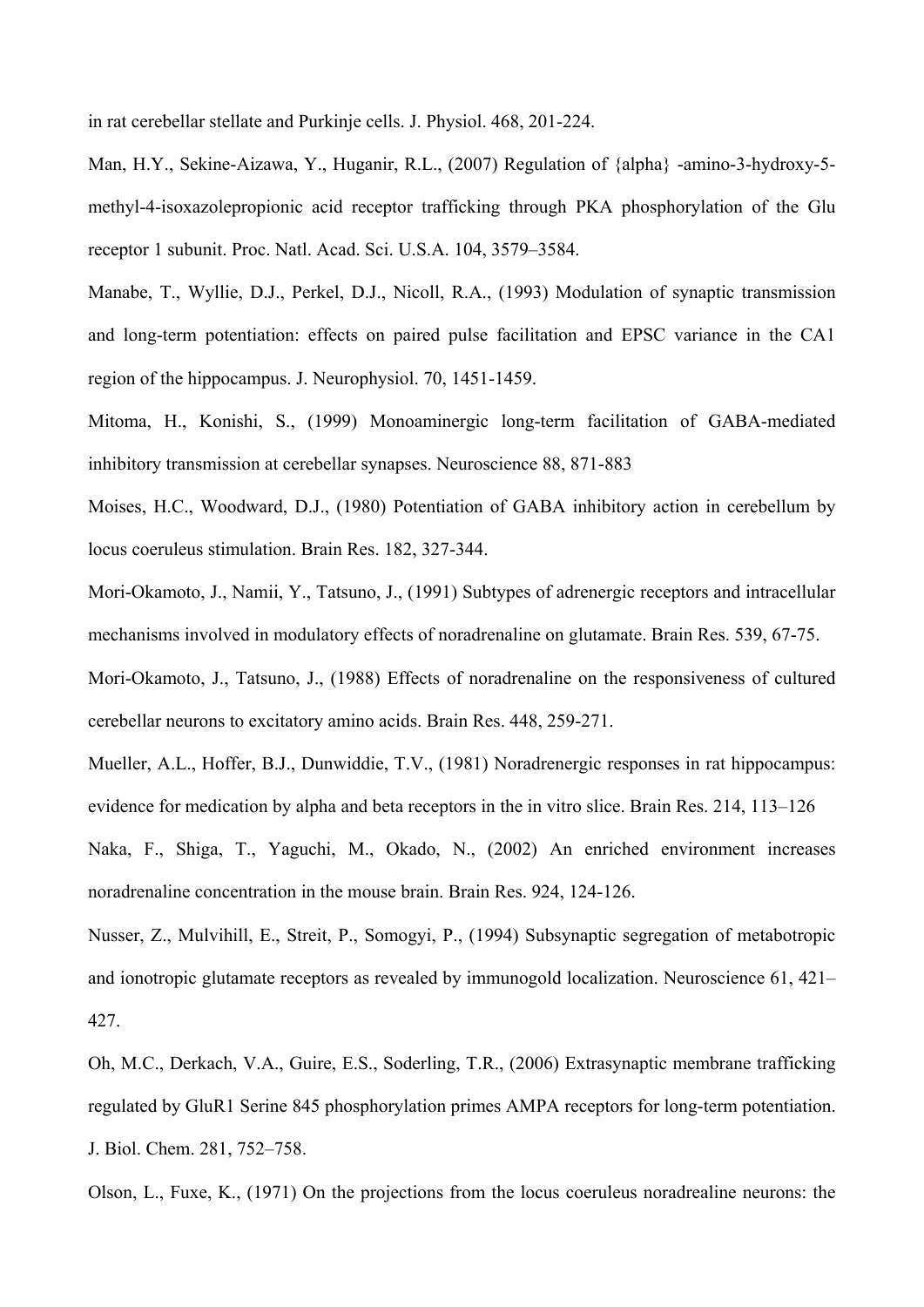in rat cerebellar stellate and Purkinje cells. J. Physiol. 468, 201-224.

Man, H.Y., Sekine-Aizawa, Y., Huganir, R.L., (2007) Regulation of {alpha} -amino-3-hydroxy-5-methyl-4-isoxazolepropionic acid receptor trafficking through PKA phosphorylation of the Glu receptor 1 subunit. Proc. Natl. Acad. Sci. U.S.A. 104, 3579–3584.

Manabe, T., Wyllie, D.J., Perkel, D.J., Nicoll, R.A., (1993) Modulation of synaptic transmission and long-term potentiation: effects on paired pulse facilitation and EPSC variance in the CA1 region of the hippocampus. J. Neurophysiol. 70, 1451-1459.

Mitoma, H., Konishi, S., (1999) Monoaminergic long-term facilitation of GABA-mediated inhibitory transmission at cerebellar synapses. Neuroscience 88, 871-883

Moises, H.C., Woodward, D.J., (1980) Potentiation of GABA inhibitory action in cerebellum by locus coeruleus stimulation. Brain Res. 182, 327-344.

Mori-Okamoto, J., Namii, Y., Tatsuno, J., (1991) Subtypes of adrenergic receptors and intracellular mechanisms involved in modulatory effects of noradrenaline on glutamate. Brain Res. 539, 67-75.

Mori-Okamoto, J., Tatsuno, J., (1988) Effects of noradrenaline on the responsiveness of cultured cerebellar neurons to excitatory amino acids. Brain Res. 448, 259-271.

Mueller, A.L., Hoffer, B.J., Dunwiddie, T.V., (1981) Noradrenergic responses in rat hippocampus: evidence for medication by alpha and beta receptors in the in vitro slice. Brain Res. 214, 113–126

Naka, F., Shiga, T., Yaguchi, M., Okado, N., (2002) An enriched environment increases noradrenaline concentration in the mouse brain. Brain Res. 924, 124-126.

Nusser, Z., Mulvihill, E., Streit, P., Somogyi, P., (1994) Subsynaptic segregation of metabotropic and ionotropic glutamate receptors as revealed by immunogold localization. Neuroscience 61, 421–427.

Oh, M.C., Derkach, V.A., Guire, E.S., Soderling, T.R., (2006) Extrasynaptic membrane trafficking regulated by GluR1 Serine 845 phosphorylation primes AMPA receptors for long-term potentiation. J. Biol. Chem. 281, 752–758.

Olson, L., Fuxe, K., (1971) On the projections from the locus coeruleus noradrealine neurons: the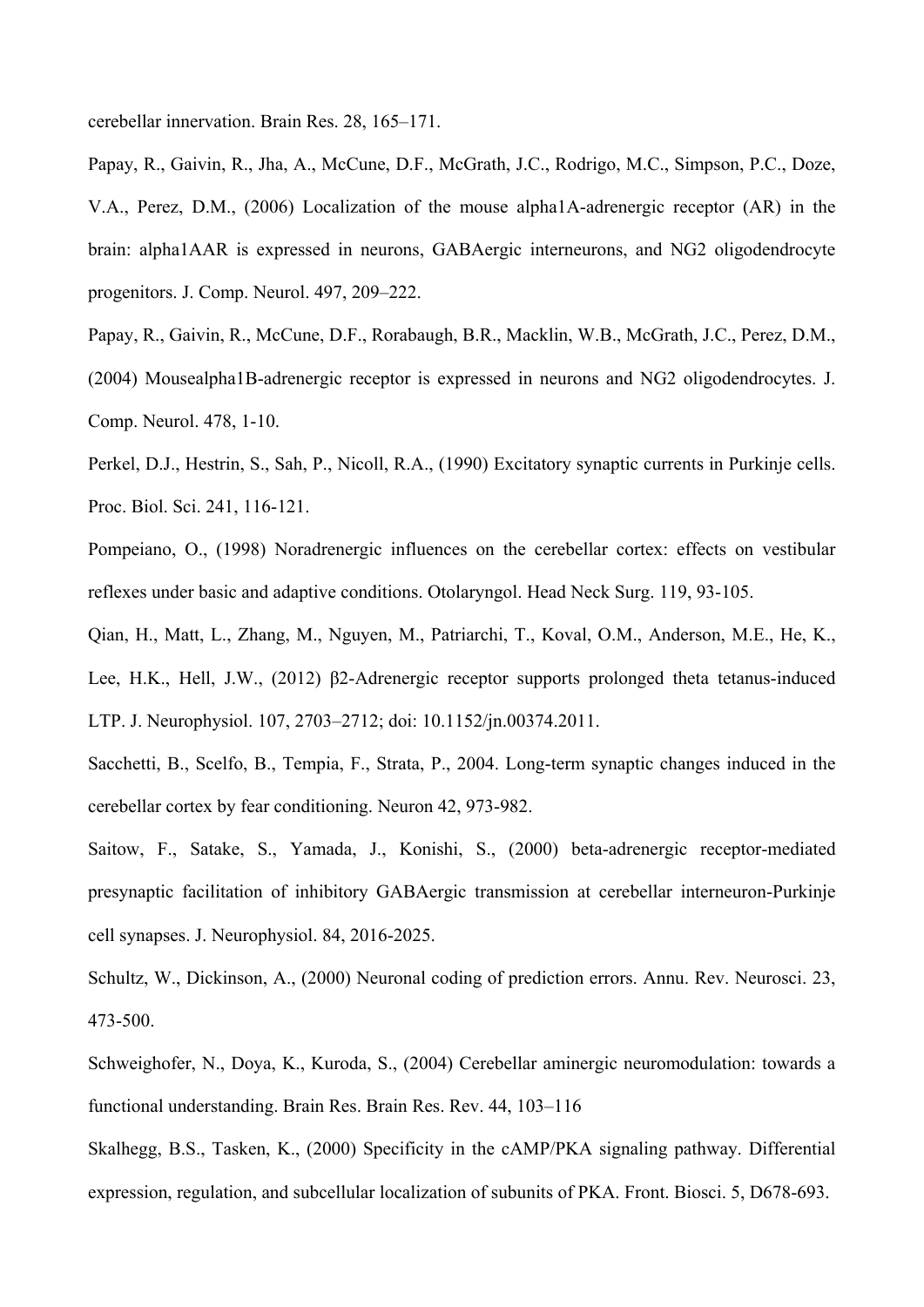cerebellar innervation. Brain Res. 28, 165–171.

Papay, R., Gaivin, R., Jha, A., McCune, D.F., McGrath, J.C., Rodrigo, M.C., Simpson, P.C., Doze, V.A., Perez, D.M., (2006) Localization of the mouse alpha1A-adrenergic receptor (AR) in the brain: alpha1AAR is expressed in neurons, GABAergic interneurons, and NG2 oligodendrocyte progenitors. J. Comp. Neurol. 497, 209–222.

Papay, R., Gaivin, R., McCune, D.F., Rorabaugh, B.R., Macklin, W.B., McGrath, J.C., Perez, D.M., (2004) Mousealpha1B-adrenergic receptor is expressed in neurons and NG2 oligodendrocytes. J. Comp. Neurol. 478, 1-10.

Perkel, D.J., Hestrin, S., Sah, P., Nicoll, R.A., (1990) Excitatory synaptic currents in Purkinje cells. Proc. Biol. Sci. 241, 116-121.

Pompeiano, O., (1998) Noradrenergic influences on the cerebellar cortex: effects on vestibular reflexes under basic and adaptive conditions. Otolaryngol. Head Neck Surg. 119, 93-105.

Qian, H., Matt, L., Zhang, M., Nguyen, M., Patriarchi, T., Koval, O.M., Anderson, M.E., He, K., Lee, H.K., Hell, J.W., (2012) β2-Adrenergic receptor supports prolonged theta tetanus-induced LTP. J. Neurophysiol. 107, 2703–2712; doi: 10.1152/jn.00374.2011.

Sacchetti, B., Scelfo, B., Tempia, F., Strata, P., 2004. Long-term synaptic changes induced in the cerebellar cortex by fear conditioning. Neuron 42, 973-982.

Saitow, F., Satake, S., Yamada, J., Konishi, S., (2000) beta-adrenergic receptor-mediated presynaptic facilitation of inhibitory GABAergic transmission at cerebellar interneuron-Purkinje cell synapses. J. Neurophysiol. 84, 2016-2025.

Schultz, W., Dickinson, A., (2000) Neuronal coding of prediction errors. Annu. Rev. Neurosci. 23, 473-500.

Schweighofer, N., Doya, K., Kuroda, S., (2004) Cerebellar aminergic neuromodulation: towards a functional understanding. Brain Res. Brain Res. Rev. 44, 103–116

Skalhegg, B.S., Tasken, K., (2000) Specificity in the cAMP/PKA signaling pathway. Differential expression, regulation, and subcellular localization of subunits of PKA. Front. Biosci. 5, D678-693.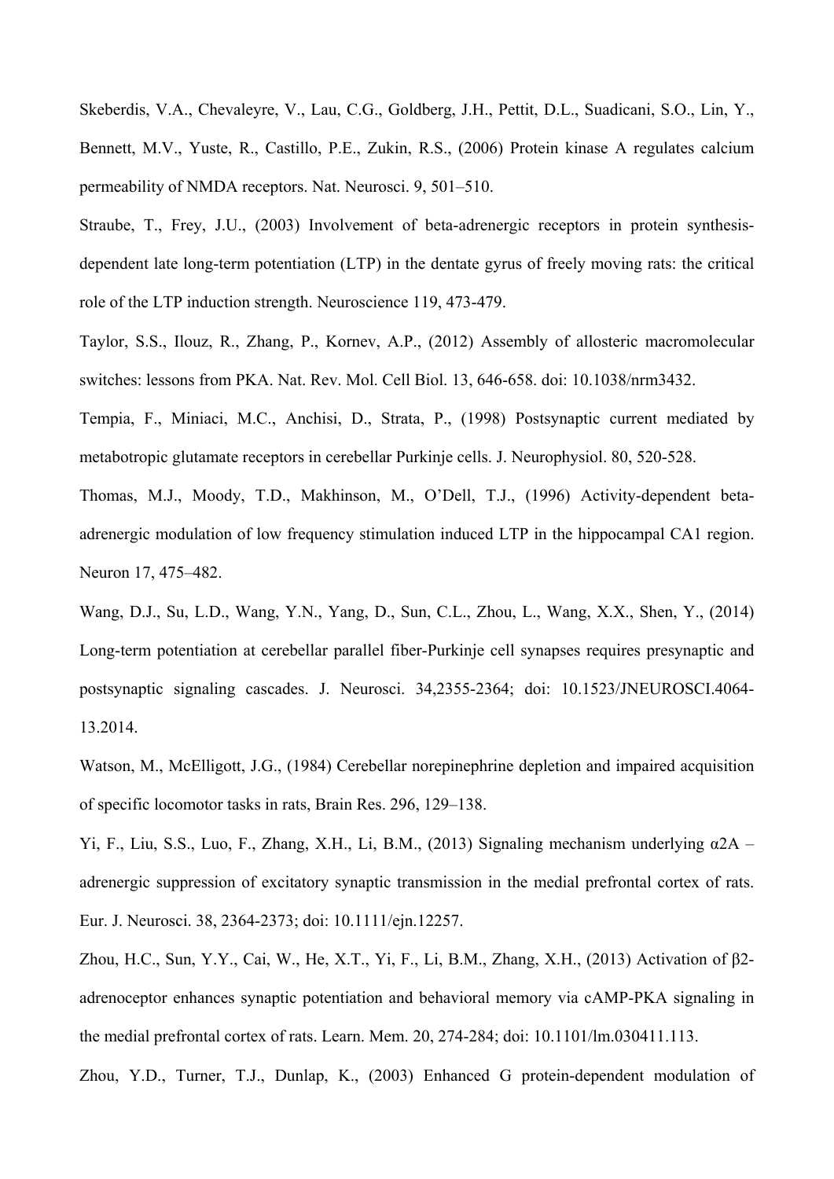Skeberdis, V.A., Chevaleyre, V., Lau, C.G., Goldberg, J.H., Pettit, D.L., Suadicani, S.O., Lin, Y., Bennett, M.V., Yuste, R., Castillo, P.E., Zukin, R.S., (2006) Protein kinase A regulates calcium permeability of NMDA receptors. Nat. Neurosci. 9, 501–510.

Straube, T., Frey, J.U., (2003) Involvement of beta-adrenergic receptors in protein synthesis-dependent late long-term potentiation (LTP) in the dentate gyrus of freely moving rats: the critical role of the LTP induction strength. Neuroscience 119, 473-479.

Taylor, S.S., Ilouz, R., Zhang, P., Kornev, A.P., (2012) Assembly of allosteric macromolecular switches: lessons from PKA. Nat. Rev. Mol. Cell Biol. 13, 646-658. doi: 10.1038/nrm3432.

Tempia, F., Miniaci, M.C., Anchisi, D., Strata, P., (1998) Postsynaptic current mediated by metabotropic glutamate receptors in cerebellar Purkinje cells. J. Neurophysiol. 80, 520-528.

Thomas, M.J., Moody, T.D., Makhinson, M., O'Dell, T.J., (1996) Activity-dependent beta-adrenergic modulation of low frequency stimulation induced LTP in the hippocampal CA1 region. Neuron 17, 475–482.

Wang, D.J., Su, L.D., Wang, Y.N., Yang, D., Sun, C.L., Zhou, L., Wang, X.X., Shen, Y., (2014) Long-term potentiation at cerebellar parallel fiber-Purkinje cell synapses requires presynaptic and postsynaptic signaling cascades. J. Neurosci. 34,2355-2364; doi: 10.1523/JNEUROSCI.4064-13.2014.

Watson, M., McElligott, J.G., (1984) Cerebellar norepinephrine depletion and impaired acquisition of specific locomotor tasks in rats, Brain Res. 296, 129–138.

Yi, F., Liu, S.S., Luo, F., Zhang, X.H., Li, B.M., (2013) Signaling mechanism underlying α2A –adrenergic suppression of excitatory synaptic transmission in the medial prefrontal cortex of rats. Eur. J. Neurosci. 38, 2364-2373; doi: 10.1111/ejn.12257.

Zhou, H.C., Sun, Y.Y., Cai, W., He, X.T., Yi, F., Li, B.M., Zhang, X.H., (2013) Activation of β2-adrenoceptor enhances synaptic potentiation and behavioral memory via cAMP-PKA signaling in the medial prefrontal cortex of rats. Learn. Mem. 20, 274-284; doi: 10.1101/lm.030411.113.

Zhou, Y.D., Turner, T.J., Dunlap, K., (2003) Enhanced G protein-dependent modulation of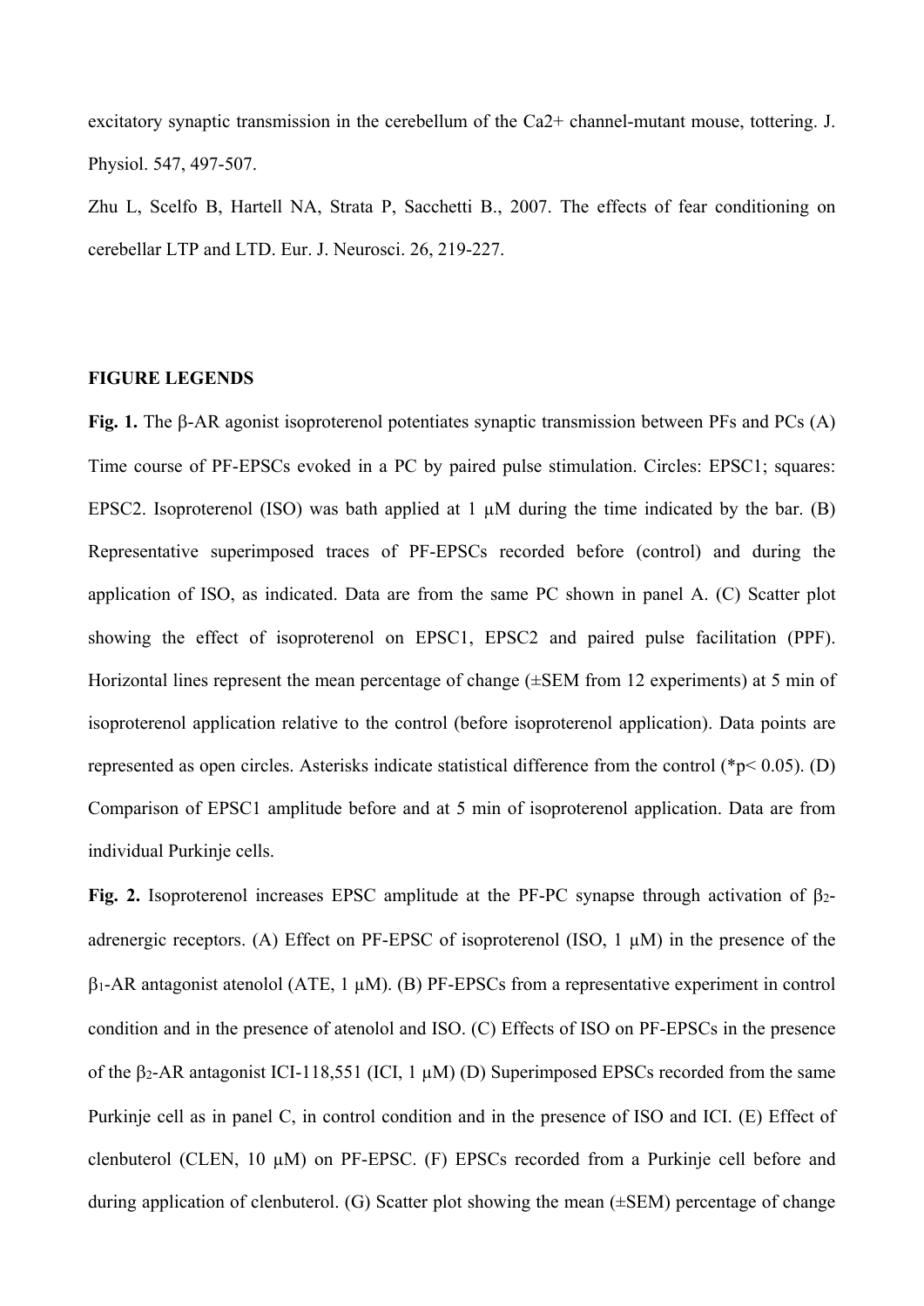excitatory synaptic transmission in the cerebellum of the $Ca^{2+}$ channel-mutant mouse, tottering. J. Physiol. 547, 497-507.

Zhu L, Scelfo B, Hartell NA, Strata P, Sacchetti B., 2007. The effects of fear conditioning on cerebellar LTP and LTD. Eur. J. Neurosci. 26, 219-227.

**FIGURE LEGENDS**

**Fig. 1.** The β-AR agonist isoproterenol potentiates synaptic transmission between PFs and PCs (A) Time course of PF-EPSCs evoked in a PC by paired pulse stimulation. Circles: EPSC1; squares: EPSC2. Isoproterenol (ISO) was bath applied at 1 μM during the time indicated by the bar. (B) Representative superimposed traces of PF-EPSCs recorded before (control) and during the application of ISO, as indicated. Data are from the same PC shown in panel A. (C) Scatter plot showing the effect of isoproterenol on EPSC1, EPSC2 and paired pulse facilitation (PPF). Horizontal lines represent the mean percentage of change (±SEM from 12 experiments) at 5 min of isoproterenol application relative to the control (before isoproterenol application). Data points are represented as open circles. Asterisks indicate statistical difference from the control (*$p < 0.05$). (D) Comparison of EPSC1 amplitude before and at 5 min of isoproterenol application. Data are from individual Purkinje cells.

**Fig. 2.** Isoproterenol increases EPSC amplitude at the PF-PC synapse through activation of $\beta_2$-adrenergic receptors. (A) Effect on PF-EPSC of isoproterenol (ISO, 1 μM) in the presence of the $\beta_1$-AR antagonist atenolol (ATE, 1 μM). (B) PF-EPSCs from a representative experiment in control condition and in the presence of atenolol and ISO. (C) Effects of ISO on PF-EPSCs in the presence of the $\beta_2$-AR antagonist ICI-118,551 (ICI, 1 μM) (D) Superimposed EPSCs recorded from the same Purkinje cell as in panel C, in control condition and in the presence of ISO and ICI. (E) Effect of clenbuterol (CLEN, 10 μM) on PF-EPSC. (F) EPSCs recorded from a Purkinje cell before and during application of clenbuterol. (G) Scatter plot showing the mean (±SEM) percentage of change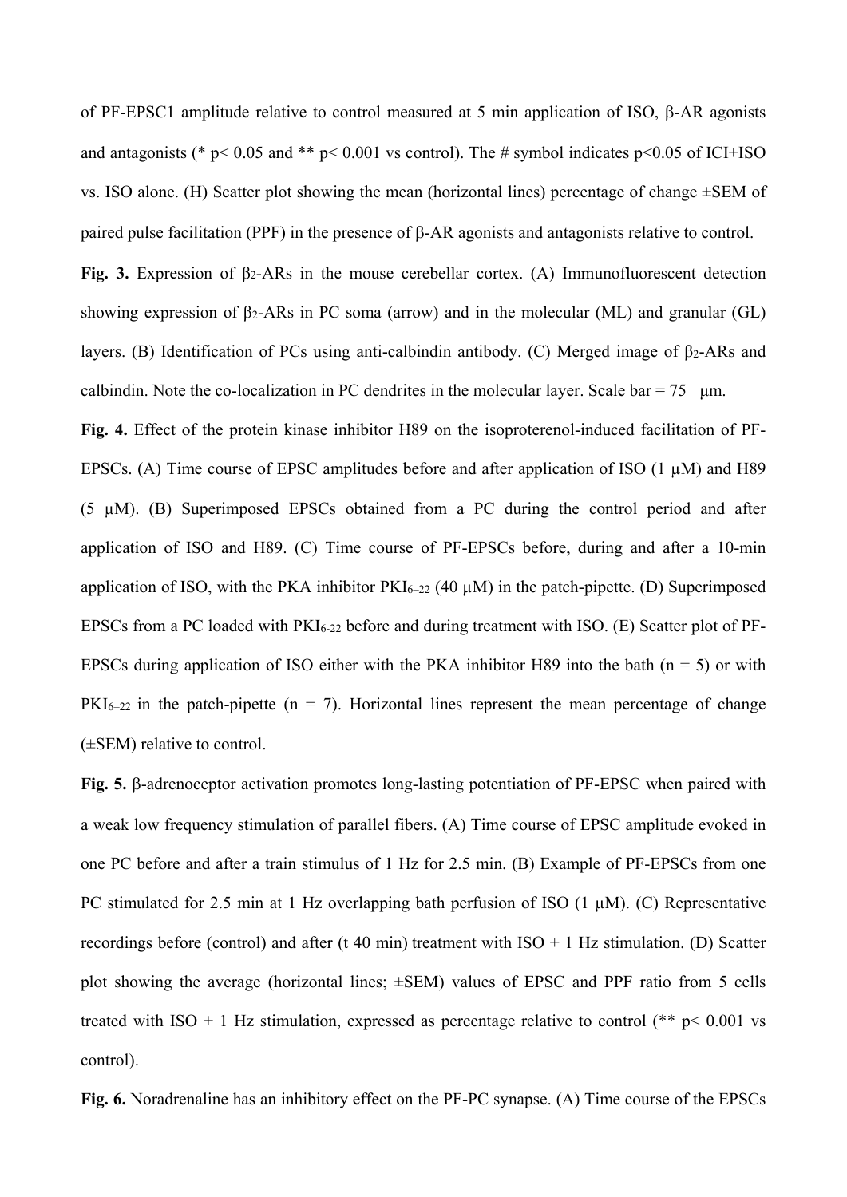of PF-EPSC1 amplitude relative to control measured at 5 min application of ISO, β-AR agonists and antagonists (* $p < 0.05$ and ** $p < 0.001$ vs control). The # symbol indicates $p<0.05$ of ICI+ISO vs. ISO alone. (H) Scatter plot showing the mean (horizontal lines) percentage of change ±SEM of paired pulse facilitation (PPF) in the presence of β-AR agonists and antagonists relative to control.

**Fig. 3.** Expression of $\beta_2$-ARs in the mouse cerebellar cortex. (A) Immunofluorescent detection showing expression of $\beta_2$-ARs in PC soma (arrow) and in the molecular (ML) and granular (GL) layers. (B) Identification of PCs using anti-calbindin antibody. (C) Merged image of $\beta_2$-ARs and calbindin. Note the co-localization in PC dendrites in the molecular layer. Scale bar = 75 μm.

**Fig. 4.** Effect of the protein kinase inhibitor H89 on the isoproterenol-induced facilitation of PF-EPSCs. (A) Time course of EPSC amplitudes before and after application of ISO (1 μM) and H89 (5 μM). (B) Superimposed EPSCs obtained from a PC during the control period and after application of ISO and H89. (C) Time course of PF-EPSCs before, during and after a 10-min application of ISO, with the PKA inhibitor $PKI_{6–22}$ (40 μM) in the patch-pipette. (D) Superimposed EPSCs from a PC loaded with $PKI_{6-22}$ before and during treatment with ISO. (E) Scatter plot of PF-EPSCs during application of ISO either with the PKA inhibitor H89 into the bath (n = 5) or with $PKI_{6–22}$ in the patch-pipette (n = 7). Horizontal lines represent the mean percentage of change (±SEM) relative to control.

**Fig. 5.** β-adrenoceptor activation promotes long-lasting potentiation of PF-EPSC when paired with a weak low frequency stimulation of parallel fibers. (A) Time course of EPSC amplitude evoked in one PC before and after a train stimulus of 1 Hz for 2.5 min. (B) Example of PF-EPSCs from one PC stimulated for 2.5 min at 1 Hz overlapping bath perfusion of ISO (1 μM). (C) Representative recordings before (control) and after (t 40 min) treatment with ISO + 1 Hz stimulation. (D) Scatter plot showing the average (horizontal lines; ±SEM) values of EPSC and PPF ratio from 5 cells treated with ISO + 1 Hz stimulation, expressed as percentage relative to control (** $p < 0.001$ vs control).

**Fig. 6.** Noradrenaline has an inhibitory effect on the PF-PC synapse. (A) Time course of the EPSCs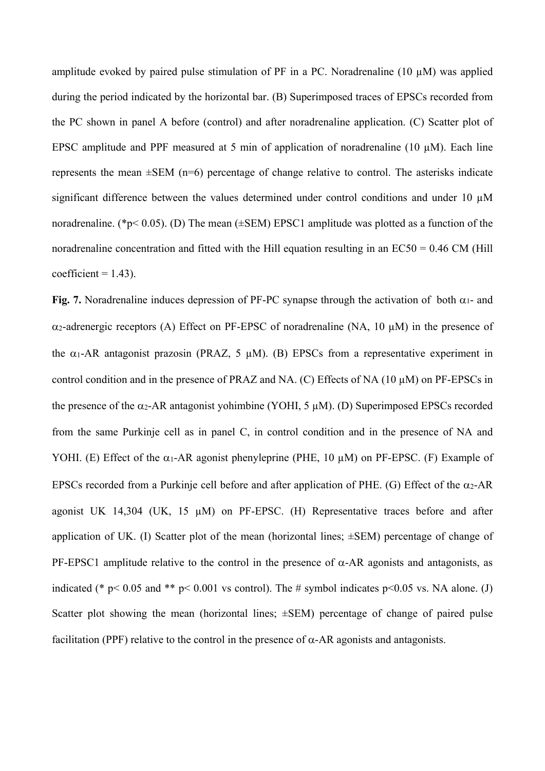amplitude evoked by paired pulse stimulation of PF in a PC. Noradrenaline (10 μM) was applied during the period indicated by the horizontal bar. (B) Superimposed traces of EPSCs recorded from the PC shown in panel A before (control) and after noradrenaline application. (C) Scatter plot of EPSC amplitude and PPF measured at 5 min of application of noradrenaline (10 μM). Each line represents the mean ±SEM (n=6) percentage of change relative to control. The asterisks indicate significant difference between the values determined under control conditions and under 10 μM noradrenaline. (*$p < 0.05$). (D) The mean (±SEM) EPSC1 amplitude was plotted as a function of the noradrenaline concentration and fitted with the Hill equation resulting in an EC50 = 0.46 CM (Hill coefficient = 1.43).

**Fig. 7.** Noradrenaline induces depression of PF-PC synapse through the activation of both $\alpha_1$- and $\alpha_2$-adrenergic receptors (A) Effect on PF-EPSC of noradrenaline (NA, 10 μM) in the presence of the $\alpha_1$-AR antagonist prazosin (PRAZ, 5 μM). (B) EPSCs from a representative experiment in control condition and in the presence of PRAZ and NA. (C) Effects of NA (10 μM) on PF-EPSCs in the presence of the $\alpha_2$-AR antagonist yohimbine (YOHI, 5 μM). (D) Superimposed EPSCs recorded from the same Purkinje cell as in panel C, in control condition and in the presence of NA and YOHI. (E) Effect of the $\alpha_1$-AR agonist phenyleprine (PHE, 10 μM) on PF-EPSC. (F) Example of EPSCs recorded from a Purkinje cell before and after application of PHE. (G) Effect of the $\alpha_2$-AR agonist UK 14,304 (UK, 15 μM) on PF-EPSC. (H) Representative traces before and after application of UK. (I) Scatter plot of the mean (horizontal lines; ±SEM) percentage of change of PF-EPSC1 amplitude relative to the control in the presence of $\alpha$-AR agonists and antagonists, as indicated (* $p < 0.05$ and ** $p < 0.001$ vs control). The # symbol indicates $p<0.05$ vs. NA alone. (J) Scatter plot showing the mean (horizontal lines; ±SEM) percentage of change of paired pulse facilitation (PPF) relative to the control in the presence of $\alpha$-AR agonists and antagonists.